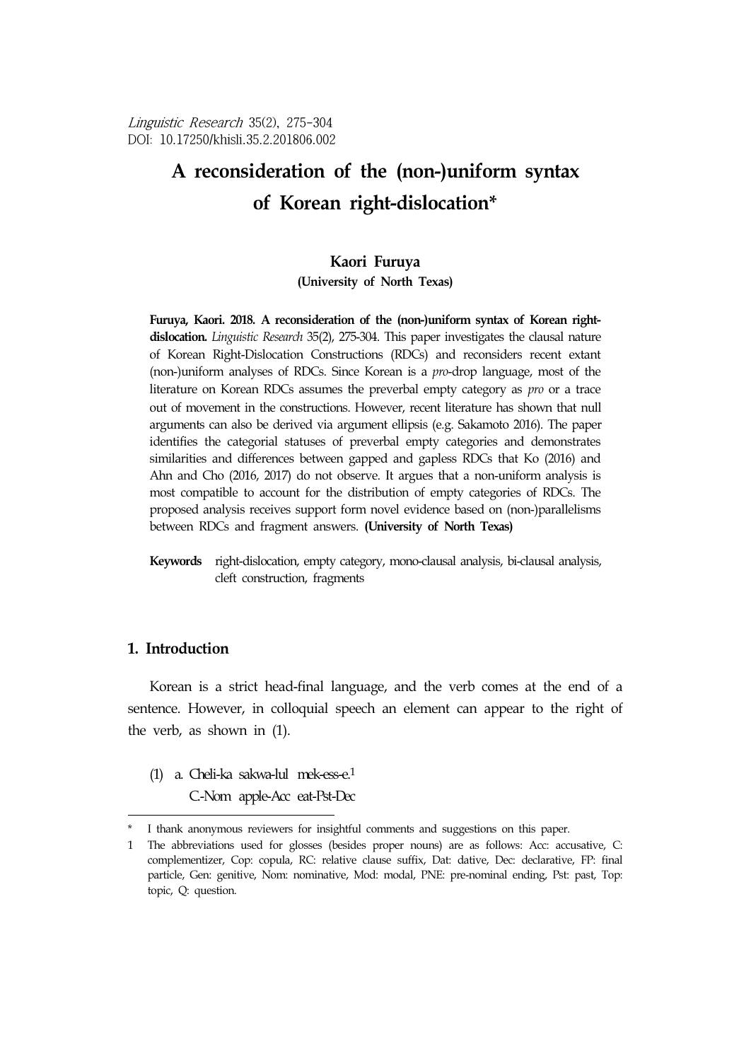# A reconsideration of the (non-)uniform syntax of Korean right-dislocation*

**Kaori Furuya**
**(University of North Texas)**

**Furuya, Kaori. 2018. A reconsideration of the (non-)uniform syntax of Korean right-dislocation.** *Linguistic Research* 35(2), 275-304. This paper investigates the clausal nature of Korean Right-Dislocation Constructions (RDCs) and reconsiders recent extant (non-)uniform analyses of RDCs. Since Korean is a *pro*-drop language, most of the literature on Korean RDCs assumes the preverbal empty category as *pro* or a trace out of movement in the constructions. However, recent literature has shown that null arguments can also be derived via argument ellipsis (e.g. Sakamoto 2016). The paper identifies the categorial statuses of preverbal empty categories and demonstrates similarities and differences between gapped and gapless RDCs that Ko (2016) and Ahn and Cho (2016, 2017) do not observe. It argues that a non-uniform analysis is most compatible to account for the distribution of empty categories of RDCs. The proposed analysis receives support form novel evidence based on (non-)parallelisms between RDCs and fragment answers. **(University of North Texas)**

**Keywords** right-dislocation, empty category, mono-clausal analysis, bi-clausal analysis, cleft construction, fragments

## 1. Introduction

Korean is a strict head-final language, and the verb comes at the end of a sentence. However, in colloquial speech an element can appear to the right of the verb, as shown in (1).

(1) a. Cheli-ka sakwa-lul mek-ess-e.[1]
   C.-Nom apple-Acc eat-Pst-Dec

---

\* I thank anonymous reviewers for insightful comments and suggestions on this paper.

1 The abbreviations used for glosses (besides proper nouns) are as follows: Acc: accusative, C: complementizer, Cop: copula, RC: relative clause suffix, Dat: dative, Dec: declarative, FP: final particle, Gen: genitive, Nom: nominative, Mod: modal, PNE: pre-nominal ending, Pst: past, Top: topic, Q: question.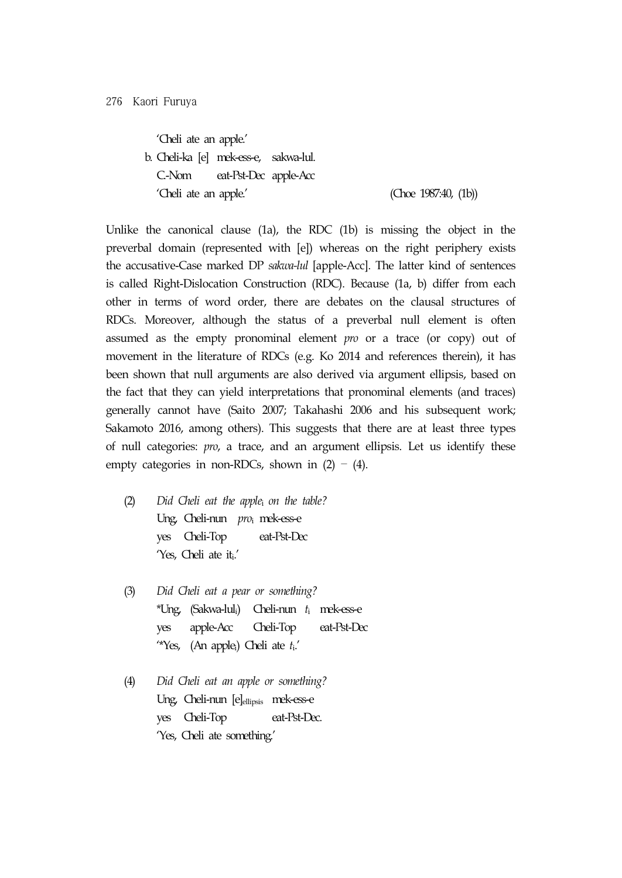'Cheli ate an apple.'

b. Cheli-ka [e] mek-ess-e, sakwa-lul.
   C.-Nom eat-Pst-Dec apple-Acc
   'Cheli ate an apple.' (Choe 1987:40, (1b))

Unlike the canonical clause (1a), the RDC (1b) is missing the object in the preverbal domain (represented with [e]) whereas on the right periphery exists the accusative-Case marked DP *sakwa-lul* [apple-Acc]. The latter kind of sentences is called Right-Dislocation Construction (RDC). Because (1a, b) differ from each other in terms of word order, there are debates on the clausal structures of RDCs. Moreover, although the status of a preverbal null element is often assumed as the empty pronominal element *pro* or a trace (or copy) out of movement in the literature of RDCs (e.g. Ko 2014 and references therein), it has been shown that null arguments are also derived via argument ellipsis, based on the fact that they can yield interpretations that pronominal elements (and traces) generally cannot have (Saito 2007; Takahashi 2006 and his subsequent work; Sakamoto 2016, among others). This suggests that there are at least three types of null categories: *pro*, a trace, and an argument ellipsis. Let us identify these empty categories in non-RDCs, shown in (2) – (4).

(2) *Did Cheli eat the apple$_i$ on the table?*
   Ung, Cheli-nun *pro*$_i$ mek-ess-e
   yes Cheli-Top eat-Pst-Dec
   'Yes, Cheli ate it$_i$.'

(3) *Did Cheli eat a pear or something?*
   *Ung, (Sakwa-lul$_i$) Cheli-nun *t*$_i$ mek-ess-e
   yes apple-Acc Cheli-Top eat-Pst-Dec
   '*Yes, (An apple$_i$) Cheli ate *t*$_i$.'

(4) *Did Cheli eat an apple or something?*
   Ung, Cheli-nun [e]$_{ellipsis}$ mek-ess-e
   yes Cheli-Top eat-Pst-Dec.
   'Yes, Cheli ate something.'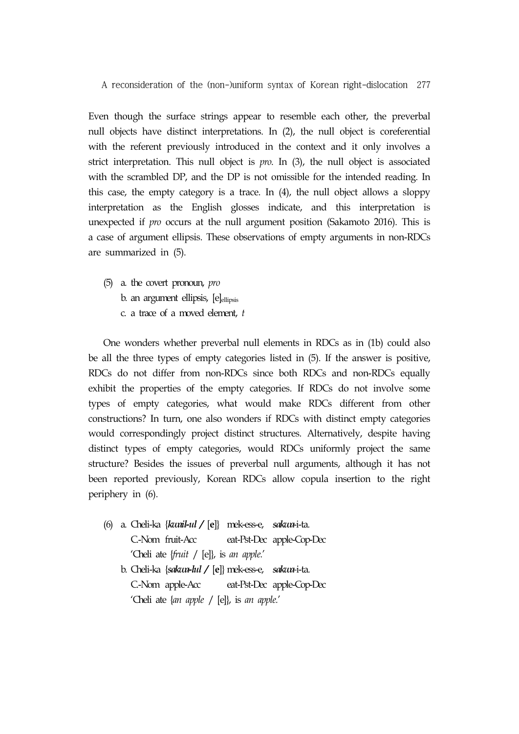Even though the surface strings appear to resemble each other, the preverbal null objects have distinct interpretations. In (2), the null object is coreferential with the referent previously introduced in the context and it only involves a strict interpretation. This null object is *pro*. In (3), the null object is associated with the scrambled DP, and the DP is not omissible for the intended reading. In this case, the empty category is a trace. In (4), the null object allows a sloppy interpretation as the English glosses indicate, and this interpretation is unexpected if *pro* occurs at the null argument position (Sakamoto 2016). This is a case of argument ellipsis. These observations of empty arguments in non-RDCs are summarized in (5).

(5) a. the covert pronoun, *pro*
    b. an argument ellipsis, $[e]_{ellipsis}$
    c. a trace of a moved element, *t*

One wonders whether preverbal null elements in RDCs as in (1b) could also be all the three types of empty categories listed in (5). If the answer is positive, RDCs do not differ from non-RDCs since both RDCs and non-RDCs equally exhibit the properties of the empty categories. If RDCs do not involve some types of empty categories, what would make RDCs different from other constructions? In turn, one also wonders if RDCs with distinct empty categories would correspondingly project distinct structures. Alternatively, despite having distinct types of empty categories, would RDCs uniformly project the same structure? Besides the issues of preverbal null arguments, although it has not been reported previously, Korean RDCs allow copula insertion to the right periphery in (6).

(6) a. Cheli-ka {***kwail-ul*** / [**e**]} mek-ess-e, ***sakwa***-i-ta.
    C.-Nom fruit-Acc eat-Pst-Dec apple-Cop-Dec
    'Cheli ate {*fruit* / [e]}, is *an apple*.'
    b. Cheli-ka {***sakwa-lul*** / [**e**]} mek-ess-e, ***sakwa***-i-ta.
    C.-Nom apple-Acc eat-Pst-Dec apple-Cop-Dec
    'Cheli ate {*an apple* / [e]}, is *an apple*.'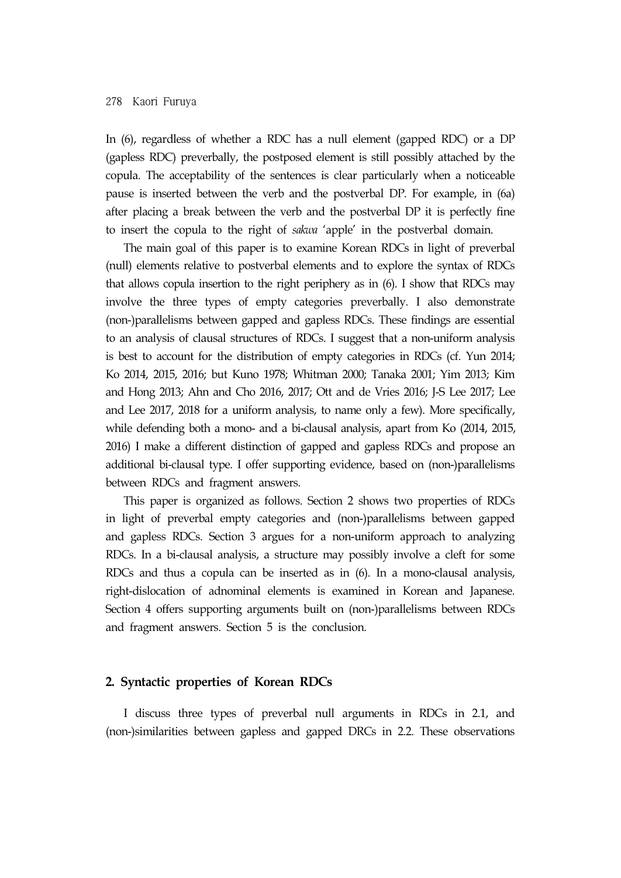In (6), regardless of whether a RDC has a null element (gapped RDC) or a DP (gapless RDC) preverbally, the postposed element is still possibly attached by the copula. The acceptability of the sentences is clear particularly when a noticeable pause is inserted between the verb and the postverbal DP. For example, in (6a) after placing a break between the verb and the postverbal DP it is perfectly fine to insert the copula to the right of *sakwa* 'apple' in the postverbal domain.

The main goal of this paper is to examine Korean RDCs in light of preverbal (null) elements relative to postverbal elements and to explore the syntax of RDCs that allows copula insertion to the right periphery as in (6). I show that RDCs may involve the three types of empty categories preverbally. I also demonstrate (non-)parallelisms between gapped and gapless RDCs. These findings are essential to an analysis of clausal structures of RDCs. I suggest that a non-uniform analysis is best to account for the distribution of empty categories in RDCs (cf. Yun 2014; Ko 2014, 2015, 2016; but Kuno 1978; Whitman 2000; Tanaka 2001; Yim 2013; Kim and Hong 2013; Ahn and Cho 2016, 2017; Ott and de Vries 2016; J-S Lee 2017; Lee and Lee 2017, 2018 for a uniform analysis, to name only a few). More specifically, while defending both a mono- and a bi-clausal analysis, apart from Ko (2014, 2015, 2016) I make a different distinction of gapped and gapless RDCs and propose an additional bi-clausal type. I offer supporting evidence, based on (non-)parallelisms between RDCs and fragment answers.

This paper is organized as follows. Section 2 shows two properties of RDCs in light of preverbal empty categories and (non-)parallelisms between gapped and gapless RDCs. Section 3 argues for a non-uniform approach to analyzing RDCs. In a bi-clausal analysis, a structure may possibly involve a cleft for some RDCs and thus a copula can be inserted as in (6). In a mono-clausal analysis, right-dislocation of adnominal elements is examined in Korean and Japanese. Section 4 offers supporting arguments built on (non-)parallelisms between RDCs and fragment answers. Section 5 is the conclusion.

## 2. Syntactic properties of Korean RDCs

I discuss three types of preverbal null arguments in RDCs in 2.1, and (non-)similarities between gapless and gapped DRCs in 2.2. These observations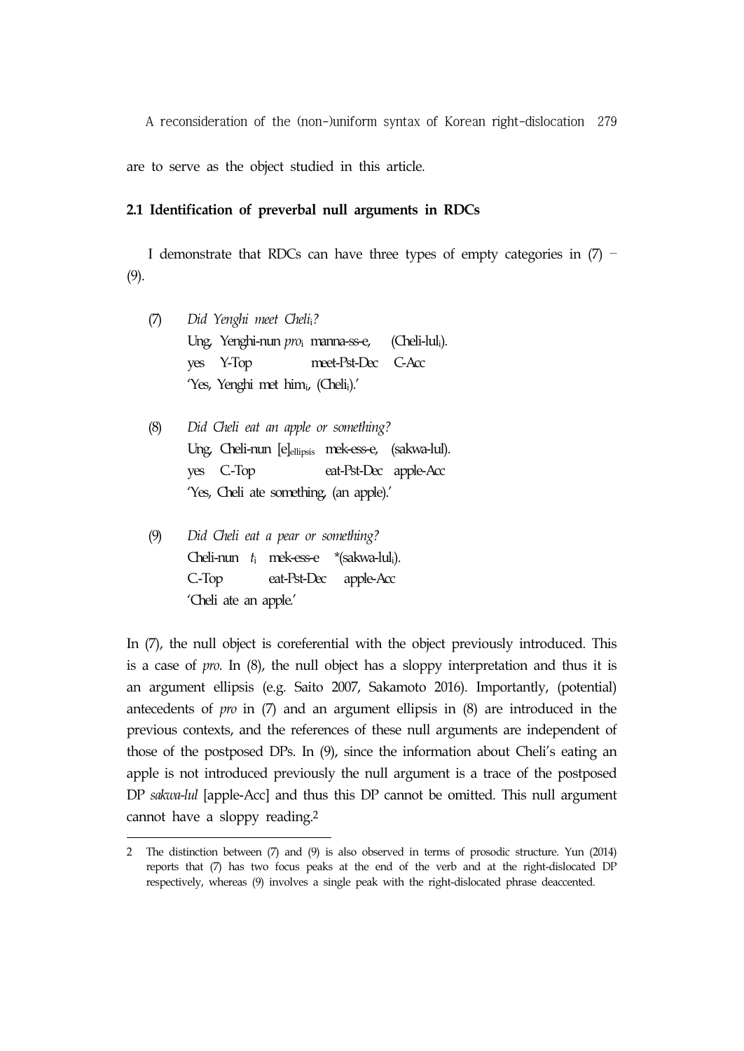are to serve as the object studied in this article.

### 2.1 Identification of preverbal null arguments in RDCs

I demonstrate that RDCs can have three types of empty categories in (7) – (9).

(7) *Did Yenghi meet Cheli$_i$?*
Ung, Yenghi-nun *pro*$_i$ manna-ss-e, (Cheli-lul$_i$).
yes Y-Top meet-Pst-Dec C-Acc
'Yes, Yenghi met him$_i$, (Cheli$_i$).'

(8) *Did Cheli eat an apple or something?*
Ung, Cheli-nun [e]$_{ellipsis}$ mek-ess-e, (sakwa-lul).
yes C.-Top eat-Pst-Dec apple-Acc
'Yes, Cheli ate something, (an apple).'

(9) *Did Cheli eat a pear or something?*
Cheli-nun $t_i$ mek-ess-e *(sakwa-lul$_i$).
C.-Top eat-Pst-Dec apple-Acc
'Cheli ate an apple.'

In (7), the null object is coreferential with the object previously introduced. This is a case of *pro*. In (8), the null object has a sloppy interpretation and thus it is an argument ellipsis (e.g. Saito 2007, Sakamoto 2016). Importantly, (potential) antecedents of *pro* in (7) and an argument ellipsis in (8) are introduced in the previous contexts, and the references of these null arguments are independent of those of the postposed DPs. In (9), since the information about Cheli's eating an apple is not introduced previously the null argument is a trace of the postposed DP *sakwa-lul* [apple-Acc] and thus this DP cannot be omitted. This null argument cannot have a sloppy reading.[2]

2 The distinction between (7) and (9) is also observed in terms of prosodic structure. Yun (2014) reports that (7) has two focus peaks at the end of the verb and at the right-dislocated DP respectively, whereas (9) involves a single peak with the right-dislocated phrase deaccented.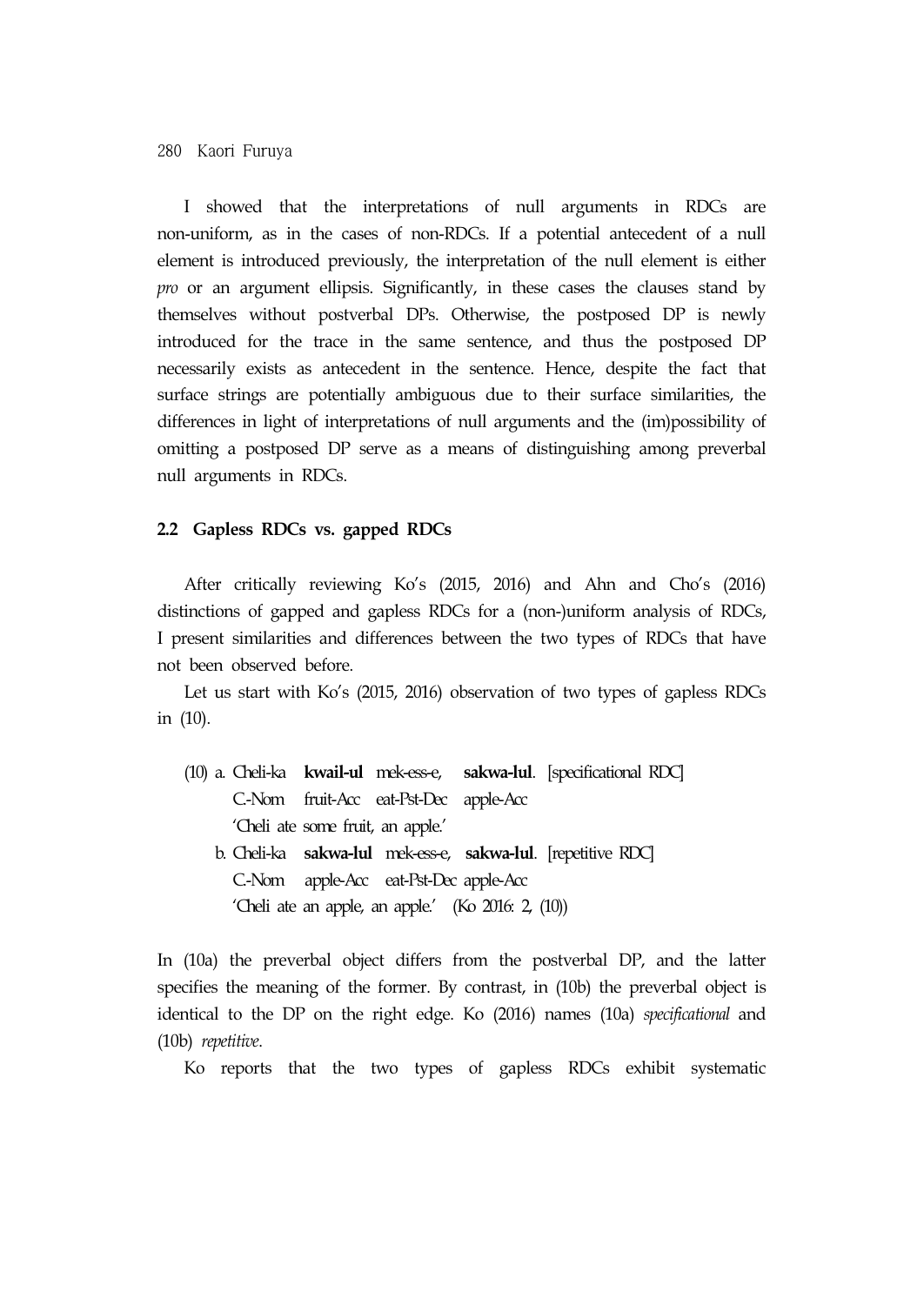I showed that the interpretations of null arguments in RDCs are non-uniform, as in the cases of non-RDCs. If a potential antecedent of a null element is introduced previously, the interpretation of the null element is either *pro* or an argument ellipsis. Significantly, in these cases the clauses stand by themselves without postverbal DPs. Otherwise, the postposed DP is newly introduced for the trace in the same sentence, and thus the postposed DP necessarily exists as antecedent in the sentence. Hence, despite the fact that surface strings are potentially ambiguous due to their surface similarities, the differences in light of interpretations of null arguments and the (im)possibility of omitting a postposed DP serve as a means of distinguishing among preverbal null arguments in RDCs.

### 2.2 Gapless RDCs vs. gapped RDCs

After critically reviewing Ko's (2015, 2016) and Ahn and Cho's (2016) distinctions of gapped and gapless RDCs for a (non-)uniform analysis of RDCs, I present similarities and differences between the two types of RDCs that have not been observed before.

Let us start with Ko's (2015, 2016) observation of two types of gapless RDCs in (10).

(10) a. Cheli-ka **kwail-ul** mek-ess-e, **sakwa-lul**. [specificational RDC]
   C-Nom fruit-Acc eat-Pst-Dec apple-Acc
   'Cheli ate some fruit, an apple.'

  b. Cheli-ka **sakwa-lul** mek-ess-e, **sakwa-lul**. [repetitive RDC]
   C-Nom apple-Acc eat-Pst-Dec apple-Acc
   'Cheli ate an apple, an apple.' (Ko 2016: 2, (10))

In (10a) the preverbal object differs from the postverbal DP, and the latter specifies the meaning of the former. By contrast, in (10b) the preverbal object is identical to the DP on the right edge. Ko (2016) names (10a) *specificational* and (10b) *repetitive*.

Ko reports that the two types of gapless RDCs exhibit systematic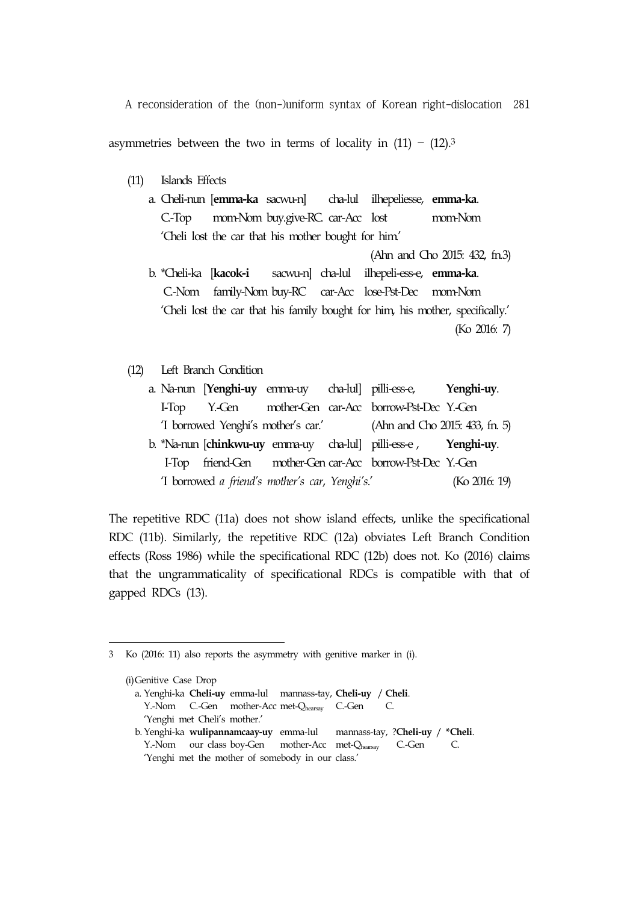asymmetries between the two in terms of locality in (11) – (12).[3]

(11) Islands Effects

a. Cheli-nun [**emma-ka** sacwu-n] cha-lul ilhepeliesse, **emma-ka**.
   C.-Top mom-Nom buy.give-RC. car-Acc lost mom-Nom
   'Cheli lost the car that his mother bought for him.'
   (Ahn and Cho 2015: 432, fn.3)

b. *Cheli-ka [**kacok-i** sacwu-n] cha-lul ilhepeli-ess-e, **emma-ka**.
   C.-Nom family-Nom buy-RC car-Acc lose-Pst-Dec mom-Nom
   'Cheli lost the car that his family bought for him, his mother, specifically.'
   (Ko 2016: 7)

(12) Left Branch Condition

a. Na-nun [**Yenghi-uy** emma-uy cha-lul] pilli-ess-e, **Yenghi-uy**.
   I-Top Y.-Gen mother-Gen car-Acc borrow-Pst-Dec Y.-Gen
   'I borrowed Yenghi's mother's car.' (Ahn and Cho 2015: 433, fn. 5)

b. *Na-nun [**chinkwu-uy** emma-uy cha-lul] pilli-ess-e , **Yenghi-uy**.
   I-Top friend-Gen mother-Gen car-Acc borrow-Pst-Dec Y.-Gen
   'I borrowed *a friend's mother's car*, *Yenghi's*.' (Ko 2016: 19)

The repetitive RDC (11a) does not show island effects, unlike the specificational RDC (11b). Similarly, the repetitive RDC (12a) obviates Left Branch Condition effects (Ross 1986) while the specificational RDC (12b) does not. Ko (2016) claims that the ungrammaticality of specificational RDCs is compatible with that of gapped RDCs (13).

---

3 Ko (2016: 11) also reports the asymmetry with genitive marker in (i).

(i) Genitive Case Drop

a. Yenghi-ka **Cheli-uy** emma-lul mannass-tay, **Cheli-uy** / **Cheli**.
   Y.-Nom C.-Gen mother-Acc met-$Q_{hearsay}$ C.-Gen C.
   'Yenghi met Cheli's mother.'

b. Yenghi-ka **wulipannamcaay-uy** emma-lul mannass-tay, ?**Cheli-uy** / ***Cheli**.
   Y.-Nom our class boy-Gen mother-Acc met-$Q_{hearsay}$ C.-Gen C.
   'Yenghi met the mother of somebody in our class.'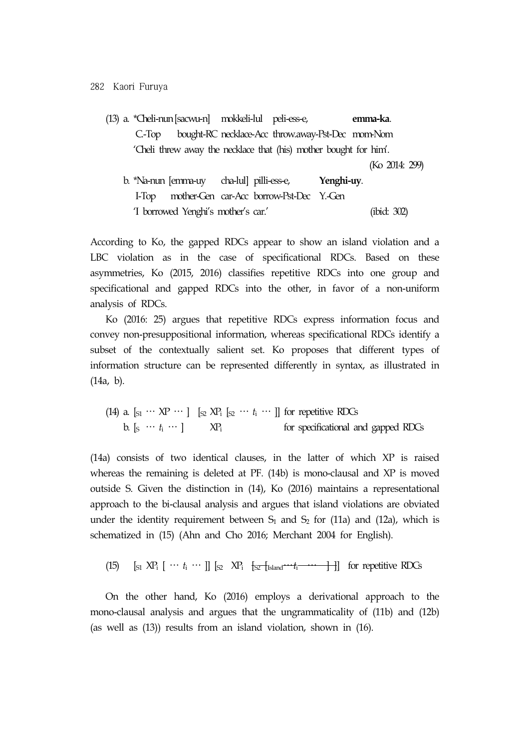(13) a. *Cheli-nun [sacwu-n] mokkeli-lul peli-ess-e, **emma-ka**.
C.-Top bought-RC necklace-Acc throw.away-Pst-Dec mom-Nom
'Cheli threw away the necklace that (his) mother bought for him'.
(Ko 2014: 299)

b. *Na-nun [emma-uy cha-lul] pilli-ess-e, **Yenghi-uy**.
I-Top mother-Gen car-Acc borrow-Pst-Dec Y.-Gen
'I borrowed Yenghi's mother's car.' (ibid: 302)

According to Ko, the gapped RDCs appear to show an island violation and a LBC violation as in the case of specificational RDCs. Based on these asymmetries, Ko (2015, 2016) classifies repetitive RDCs into one group and specificational and gapped RDCs into the other, in favor of a non-uniform analysis of RDCs.

Ko (2016: 25) argues that repetitive RDCs express information focus and convey non-presuppositional information, whereas specificational RDCs identify a subset of the contextually salient set. Ko proposes that different types of information structure can be represented differently in syntax, as illustrated in (14a, b).

(14) a. $[_{S1} \cdots XP \cdots]$ $[_{S2}\ XP_i\ [_{S2} \cdots t_i \cdots]]$ for repetitive RDCs
b. $[_{S} \cdots t_i \cdots]$ $XP_i$ for specificational and gapped RDCs

(14a) consists of two identical clauses, in the latter of which XP is raised whereas the remaining is deleted at PF. (14b) is mono-clausal and XP is moved outside S. Given the distinction in (14), Ko (2016) maintains a representational approach to the bi-clausal analysis and argues that island violations are obviated under the identity requirement between $S_1$ and $S_2$ for (11a) and (12a), which is schematized in (15) (Ahn and Cho 2016; Merchant 2004 for English).

(15) $[_{S1}\ XP_i\ [\cdots t_i \cdots]]$ $[_{S2}\ XP_i\ \ \sout{[_{S2} [_{Island} \cdots t_i \cdots ]]}]$ for repetitive RDCs

On the other hand, Ko (2016) employs a derivational approach to the mono-clausal analysis and argues that the ungrammaticality of (11b) and (12b) (as well as (13)) results from an island violation, shown in (16).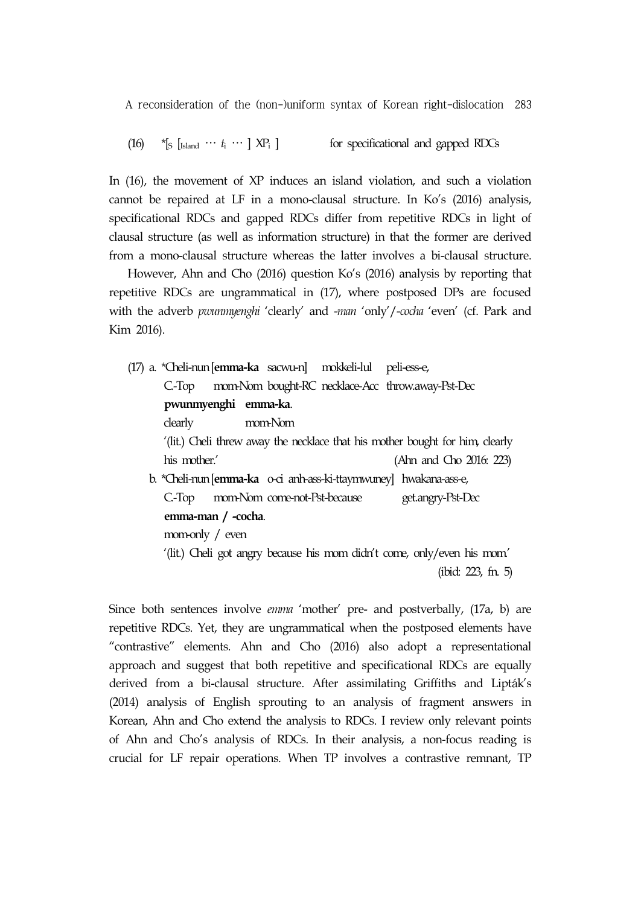(16) $^*[_S\ [_{Island} \cdots t_i \cdots ]\ XP_i\ ]$ for specificational and gapped RDCs

In (16), the movement of XP induces an island violation, and such a violation cannot be repaired at LF in a mono-clausal structure. In Ko's (2016) analysis, specificational RDCs and gapped RDCs differ from repetitive RDCs in light of clausal structure (as well as information structure) in that the former are derived from a mono-clausal structure whereas the latter involves a bi-clausal structure.

However, Ahn and Cho (2016) question Ko's (2016) analysis by reporting that repetitive RDCs are ungrammatical in (17), where postposed DPs are focused with the adverb *pwunmyenghi* 'clearly' and *-man* 'only'/*-cocha* 'even' (cf. Park and Kim 2016).

(17) a. *Cheli-nun [**emma-ka** sacwu-n] mokkeli-lul peli-ess-e,
C.-Top mom-Nom bought-RC necklace-Acc throw.away-Pst-Dec
**pwunmyenghi emma-ka**.
clearly mom-Nom
'(lit.) Cheli threw away the necklace that his mother bought for him, clearly his mother.' (Ahn and Cho 2016: 223)

b. *Cheli-nun [**emma-ka** o-ci anh-ass-ki-ttaymwuney] hwakana-ass-e,
C.-Top mom-Nom come-not-Pst-because get.angry-Pst-Dec
**emma-man / -cocha**.
mom-only / even
'(lit.) Cheli got angry because his mom didn't come, only/even his mom.' (ibid: 223, fn. 5)

Since both sentences involve *emma* 'mother' pre- and postverbally, (17a, b) are repetitive RDCs. Yet, they are ungrammatical when the postposed elements have "contrastive" elements. Ahn and Cho (2016) also adopt a representational approach and suggest that both repetitive and specificational RDCs are equally derived from a bi-clausal structure. After assimilating Griffiths and Lipták's (2014) analysis of English sprouting to an analysis of fragment answers in Korean, Ahn and Cho extend the analysis to RDCs. I review only relevant points of Ahn and Cho's analysis of RDCs. In their analysis, a non-focus reading is crucial for LF repair operations. When TP involves a contrastive remnant, TP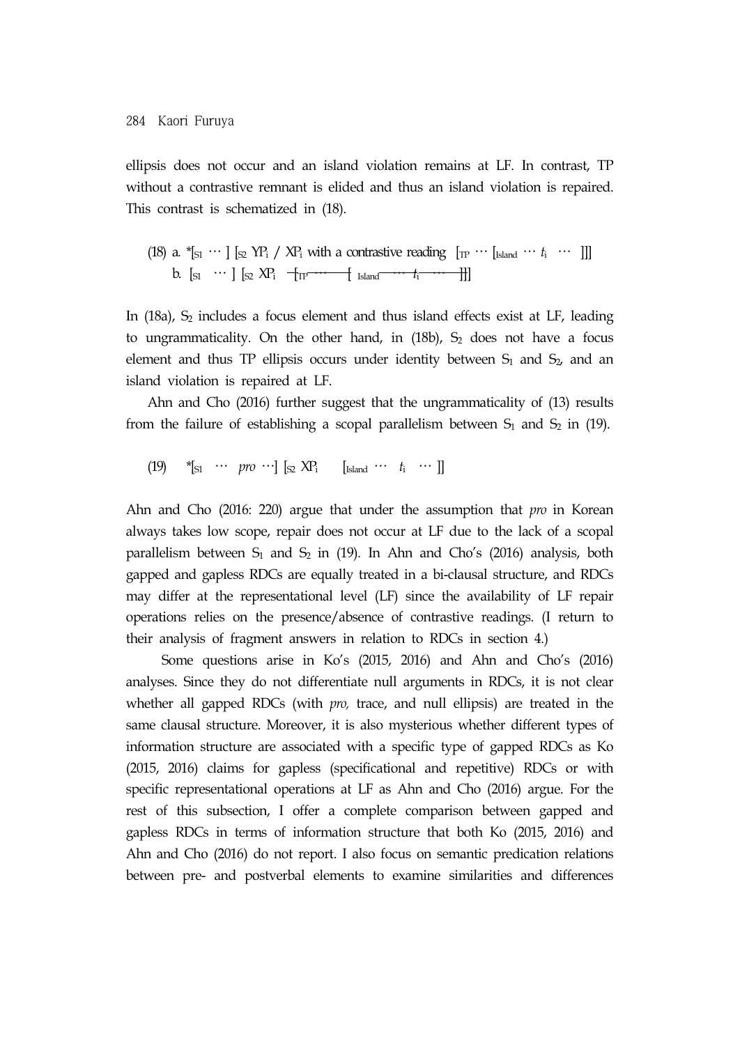ellipsis does not occur and an island violation remains at LF. In contrast, TP without a contrastive remnant is elided and thus an island violation is repaired. This contrast is schematized in (18).

(18) a. *[$_{S1}$ … ] [$_{S2}$ YP$_i$ / XP$_i$ with a contrastive reading [$_{TP}$ … [$_{Island}$ … $t_i$ … ]]]
b. [$_{S1}$ … ] [$_{S2}$ XP$_i$ ~~[$_{TP}$ … [$_{Island}$ … $t_i$ … ]]~~]

In (18a), $S_2$ includes a focus element and thus island effects exist at LF, leading to ungrammaticality. On the other hand, in (18b), $S_2$ does not have a focus element and thus TP ellipsis occurs under identity between $S_1$ and $S_2$, and an island violation is repaired at LF.

Ahn and Cho (2016) further suggest that the ungrammaticality of (13) results from the failure of establishing a scopal parallelism between $S_1$ and $S_2$ in (19).

(19) *[$_{S1}$ … *pro* …] [$_{S2}$ XP$_i$ [$_{Island}$ … $t_i$ … ]]

Ahn and Cho (2016: 220) argue that under the assumption that *pro* in Korean always takes low scope, repair does not occur at LF due to the lack of a scopal parallelism between $S_1$ and $S_2$ in (19). In Ahn and Cho's (2016) analysis, both gapped and gapless RDCs are equally treated in a bi-clausal structure, and RDCs may differ at the representational level (LF) since the availability of LF repair operations relies on the presence/absence of contrastive readings. (I return to their analysis of fragment answers in relation to RDCs in section 4.)

Some questions arise in Ko's (2015, 2016) and Ahn and Cho's (2016) analyses. Since they do not differentiate null arguments in RDCs, it is not clear whether all gapped RDCs (with *pro,* trace, and null ellipsis) are treated in the same clausal structure. Moreover, it is also mysterious whether different types of information structure are associated with a specific type of gapped RDCs as Ko (2015, 2016) claims for gapless (specificational and repetitive) RDCs or with specific representational operations at LF as Ahn and Cho (2016) argue. For the rest of this subsection, I offer a complete comparison between gapped and gapless RDCs in terms of information structure that both Ko (2015, 2016) and Ahn and Cho (2016) do not report. I also focus on semantic predication relations between pre- and postverbal elements to examine similarities and differences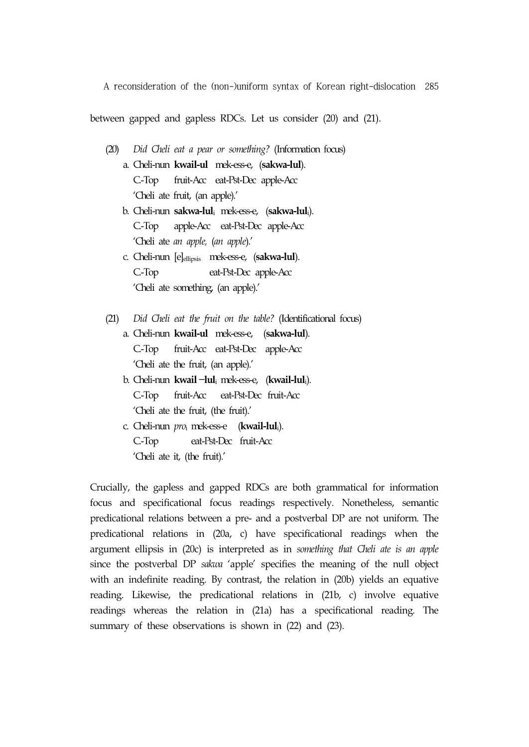between gapped and gapless RDCs. Let us consider (20) and (21).

(20) *Did Cheli eat a pear or something?* (Information focus)

a. Cheli-nun **kwail-ul** mek-ess-e, (**sakwa-lul**).
   C.-Top fruit-Acc eat-Pst-Dec apple-Acc
   'Cheli ate fruit, (an apple).'

b. Cheli-nun **sakwa-lul**$_i$ mek-ess-e, (**sakwa-lul**$_i$).
   C.-Top apple-Acc eat-Pst-Dec apple-Acc
   'Cheli ate *an apple,* (*an apple*).'

c. Cheli-nun [e]$_{ellipsis}$ mek-ess-e, (**sakwa-lul**).
   C.-Top eat-Pst-Dec apple-Acc
   'Cheli ate something, (an apple).'

(21) *Did Cheli eat the fruit on the table?* (Identificational focus)

a. Cheli-nun **kwail-ul** mek-ess-e, (**sakwa-lul**).
   C.-Top fruit-Acc eat-Pst-Dec apple-Acc
   'Cheli ate the fruit, (an apple).'

b. Cheli-nun **kwail –lul**$_i$ mek-ess-e, (**kwail-lul**$_i$).
   C.-Top fruit-Acc eat-Pst-Dec fruit-Acc
   'Cheli ate the fruit, (the fruit).'

c. Cheli-nun *pro*$_i$ mek-ess-e (**kwail-lul**$_i$).
   C.-Top eat-Pst-Dec fruit-Acc
   'Cheli ate it, (the fruit).'

Crucially, the gapless and gapped RDCs are both grammatical for information focus and specificational focus readings respectively. Nonetheless, semantic predicational relations between a pre- and a postverbal DP are not uniform. The predicational relations in (20a, c) have specificational readings when the argument ellipsis in (20c) is interpreted as in *something that Cheli ate is an apple* since the postverbal DP *sakwa* 'apple' specifies the meaning of the null object with an indefinite reading. By contrast, the relation in (20b) yields an equative reading. Likewise, the predicational relations in (21b, c) involve equative readings whereas the relation in (21a) has a specificational reading. The summary of these observations is shown in (22) and (23).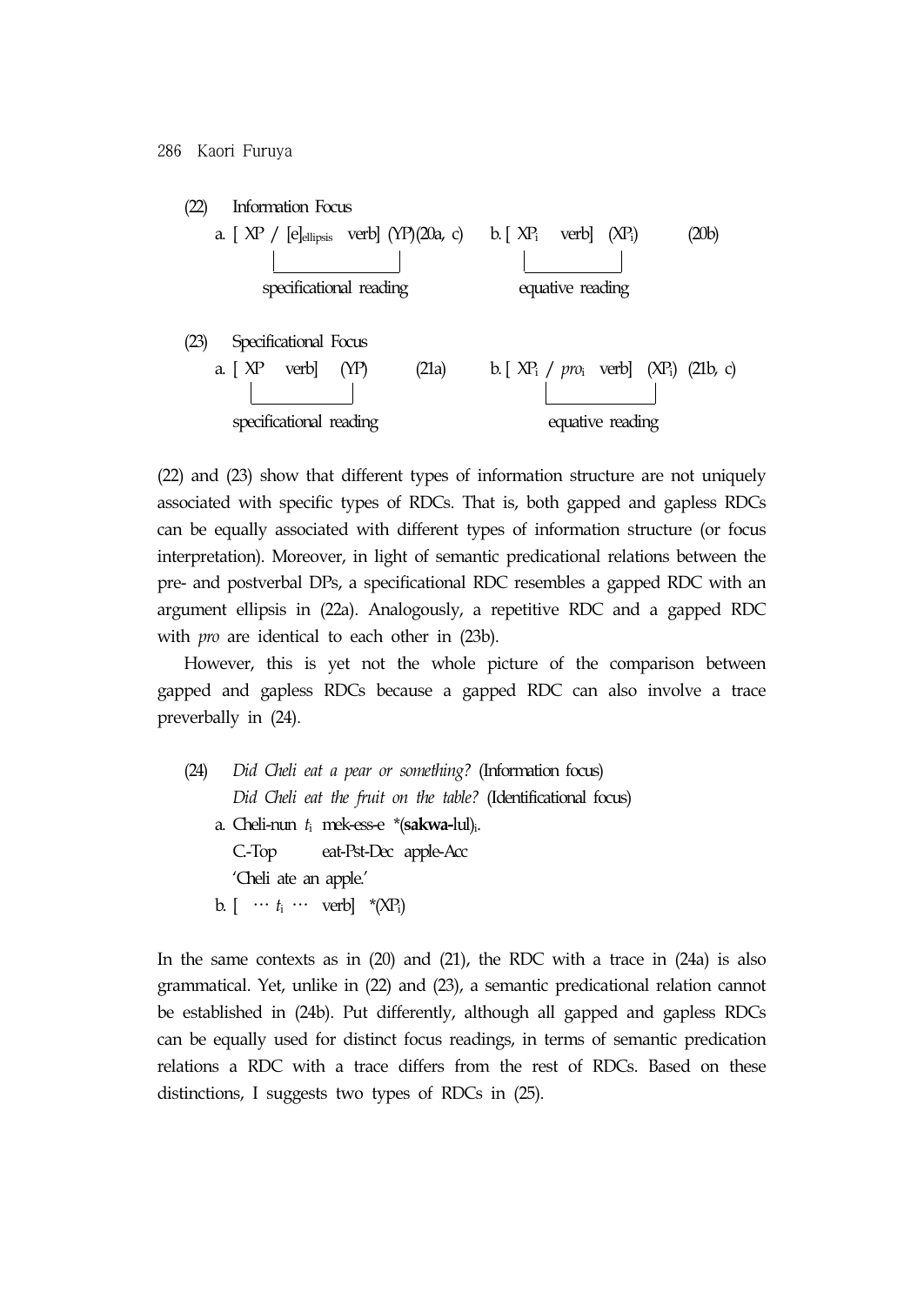(22) Information Focus

a. [ XP / [e]$_{ellipsis}$ verb] (YP)(20a, c)    b. [ XP$_i$ verb] (XP$_i$)    (20b)

specificational reading    equative reading

(23) Specificational Focus

a. [ XP verb] (YP)    (21a)    b. [ XP$_i$ / *pro*$_i$ verb] (XP$_i$) (21b, c)

specificational reading    equative reading

(22) and (23) show that different types of information structure are not uniquely associated with specific types of RDCs. That is, both gapped and gapless RDCs can be equally associated with different types of information structure (or focus interpretation). Moreover, in light of semantic predicational relations between the pre- and postverbal DPs, a specificational RDC resembles a gapped RDC with an argument ellipsis in (22a). Analogously, a repetitive RDC and a gapped RDC with *pro* are identical to each other in (23b).

However, this is yet not the whole picture of the comparison between gapped and gapless RDCs because a gapped RDC can also involve a trace preverbally in (24).

(24) *Did Cheli eat a pear or something?* (Information focus)
*Did Cheli eat the fruit on the table?* (Identificational focus)

a. Cheli-nun $t_i$ mek-ess-e *(**sakwa-**lul)$_i$.
C.-Top eat-Pst-Dec apple-Acc
'Cheli ate an apple.'

b. [ ⋯ $t_i$ ⋯ verb] *(XP$_i$)

In the same contexts as in (20) and (21), the RDC with a trace in (24a) is also grammatical. Yet, unlike in (22) and (23), a semantic predicational relation cannot be established in (24b). Put differently, although all gapped and gapless RDCs can be equally used for distinct focus readings, in terms of semantic predication relations a RDC with a trace differs from the rest of RDCs. Based on these distinctions, I suggests two types of RDCs in (25).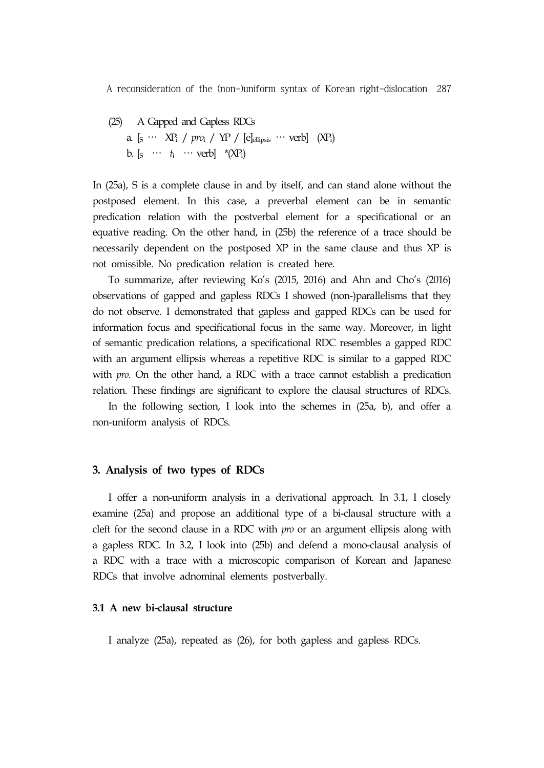(25) A Gapped and Gapless RDCs

a. [$_S$ ⋯ XP$_i$ / *pro*$_i$ / YP / [e]$_{ellipsis}$ ⋯ verb] (XP$_i$)

b. [$_S$ ⋯ *t*$_i$ ⋯ verb] *(XP$_i$)

In (25a), S is a complete clause in and by itself, and can stand alone without the postposed element. In this case, a preverbal element can be in semantic predication relation with the postverbal element for a specificational or an equative reading. On the other hand, in (25b) the reference of a trace should be necessarily dependent on the postposed XP in the same clause and thus XP is not omissible. No predication relation is created here.

To summarize, after reviewing Ko's (2015, 2016) and Ahn and Cho's (2016) observations of gapped and gapless RDCs I showed (non-)parallelisms that they do not observe. I demonstrated that gapless and gapped RDCs can be used for information focus and specificational focus in the same way. Moreover, in light of semantic predication relations, a specificational RDC resembles a gapped RDC with an argument ellipsis whereas a repetitive RDC is similar to a gapped RDC with *pro*. On the other hand, a RDC with a trace cannot establish a predication relation. These findings are significant to explore the clausal structures of RDCs.

In the following section, I look into the schemes in (25a, b), and offer a non-uniform analysis of RDCs.

## 3. Analysis of two types of RDCs

I offer a non-uniform analysis in a derivational approach. In 3.1, I closely examine (25a) and propose an additional type of a bi-clausal structure with a cleft for the second clause in a RDC with *pro* or an argument ellipsis along with a gapless RDC. In 3.2, I look into (25b) and defend a mono-clausal analysis of a RDC with a trace with a microscopic comparison of Korean and Japanese RDCs that involve adnominal elements postverbally.

### 3.1 A new bi-clausal structure

I analyze (25a), repeated as (26), for both gapless and gapless RDCs.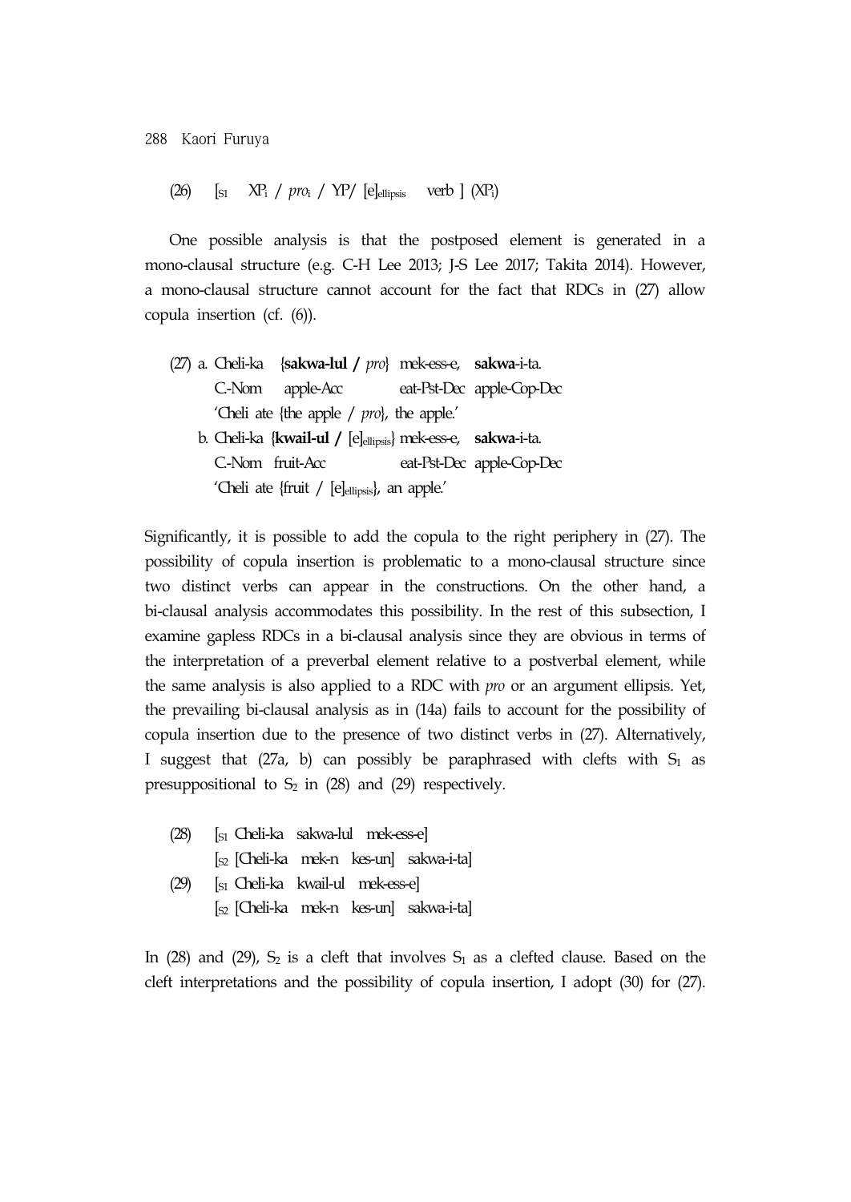(26) $[_{S1}$ $XP_i$ / *pro*$_i$ / YP/ $[e]_{ellipsis}$ verb ] ($XP_i$)

One possible analysis is that the postposed element is generated in a mono-clausal structure (e.g. C-H Lee 2013; J-S Lee 2017; Takita 2014). However, a mono-clausal structure cannot account for the fact that RDCs in (27) allow copula insertion (cf. (6)).

(27) a. Cheli-ka {**sakwa-lul /** *pro*} mek-ess-e, **sakwa**-i-ta.
C-Nom apple-Acc eat-Pst-Dec apple-Cop-Dec
'Cheli ate {the apple / *pro*}, the apple.'

b. Cheli-ka {**kwail-ul /** $[e]_{ellipsis}$} mek-ess-e, **sakwa**-i-ta.
C-Nom fruit-Acc eat-Pst-Dec apple-Cop-Dec
'Cheli ate {fruit / $[e]_{ellipsis}$}, an apple.'

Significantly, it is possible to add the copula to the right periphery in (27). The possibility of copula insertion is problematic to a mono-clausal structure since two distinct verbs can appear in the constructions. On the other hand, a bi-clausal analysis accommodates this possibility. In the rest of this subsection, I examine gapless RDCs in a bi-clausal analysis since they are obvious in terms of the interpretation of a preverbal element relative to a postverbal element, while the same analysis is also applied to a RDC with *pro* or an argument ellipsis. Yet, the prevailing bi-clausal analysis as in (14a) fails to account for the possibility of copula insertion due to the presence of two distinct verbs in (27). Alternatively, I suggest that (27a, b) can possibly be paraphrased with clefts with $S_1$ as presuppositional to $S_2$ in (28) and (29) respectively.

(28) $[_{S1}$ Cheli-ka sakwa-lul mek-ess-e]
$[_{S2}$ [Cheli-ka mek-n kes-un] sakwa-i-ta]

(29) $[_{S1}$ Cheli-ka kwail-ul mek-ess-e]
$[_{S2}$ [Cheli-ka mek-n kes-un] sakwa-i-ta]

In (28) and (29), $S_2$ is a cleft that involves $S_1$ as a clefted clause. Based on the cleft interpretations and the possibility of copula insertion, I adopt (30) for (27).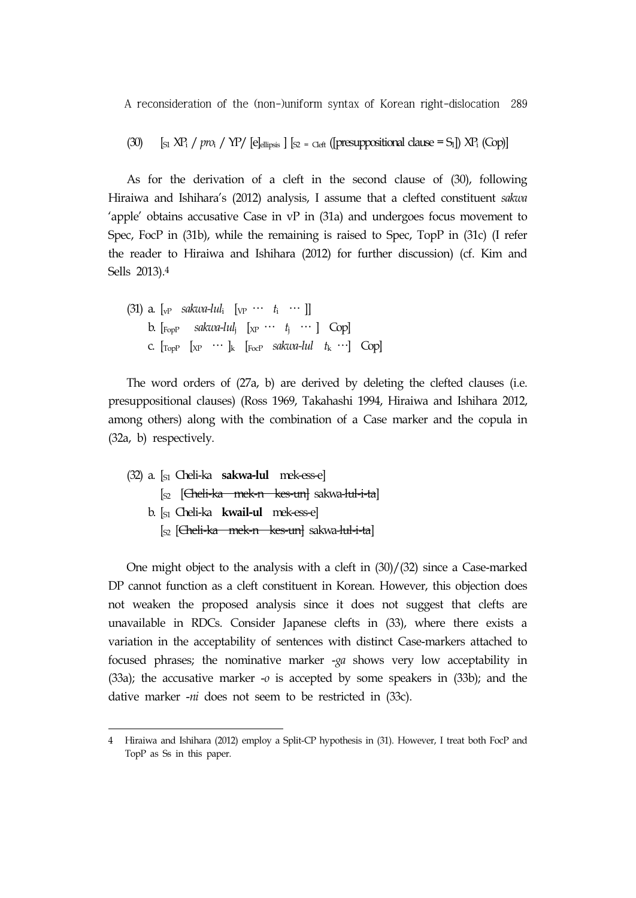(30) [$_{S1}$ XP$_i$ / *pro*$_i$ / YP/ [e]$_{ellipsis}$ ] [$_{S2\ =\ Cleft}$ ([presuppositional clause = S$_1$]) XP$_i$ (Cop)]

As for the derivation of a cleft in the second clause of (30), following Hiraiwa and Ishihara's (2012) analysis, I assume that a clefted constituent *sakwa* 'apple' obtains accusative Case in vP in (31a) and undergoes focus movement to Spec, FocP in (31b), while the remaining is raised to Spec, TopP in (31c) (I refer the reader to Hiraiwa and Ishihara (2012) for further discussion) (cf. Kim and Sells 2013).[4]

(31) a. [$_{vP}$ *sakwa-lul*$_i$ [$_{VP}$ ⋯ *t*$_i$ ⋯ ]]
 b. [$_{FopP}$ *sakwa-lul*$_j$ [$_{XP}$ ⋯ *t*$_j$ ⋯ ] Cop]
 c. [$_{TopP}$ [$_{XP}$ ⋯ ]$_k$ [$_{FocP}$ *sakwa-lul* *t*$_k$ ⋯] Cop]

The word orders of (27a, b) are derived by deleting the clefted clauses (i.e. presuppositional clauses) (Ross 1969, Takahashi 1994, Hiraiwa and Ishihara 2012, among others) along with the combination of a Case marker and the copula in (32a, b) respectively.

(32) a. [$_{S1}$ Cheli-ka **sakwa-lul** mek-ess-e]
 [$_{S2}$ [~~Cheli-ka mek-n kes-un~~] sakwa-lul-i-ta]
 b. [$_{S1}$ Cheli-ka **kwail-ul** mek-ess-e]
 [$_{S2}$ [~~Cheli-ka mek-n kes-un~~] sakwa-lul-i-ta]

One might object to the analysis with a cleft in (30)/(32) since a Case-marked DP cannot function as a cleft constituent in Korean. However, this objection does not weaken the proposed analysis since it does not suggest that clefts are unavailable in RDCs. Consider Japanese clefts in (33), where there exists a variation in the acceptability of sentences with distinct Case-markers attached to focused phrases; the nominative marker *-ga* shows very low acceptability in (33a); the accusative marker *-o* is accepted by some speakers in (33b); and the dative marker *-ni* does not seem to be restricted in (33c).

---

4 Hiraiwa and Ishihara (2012) employ a Split-CP hypothesis in (31). However, I treat both FocP and TopP as Ss in this paper.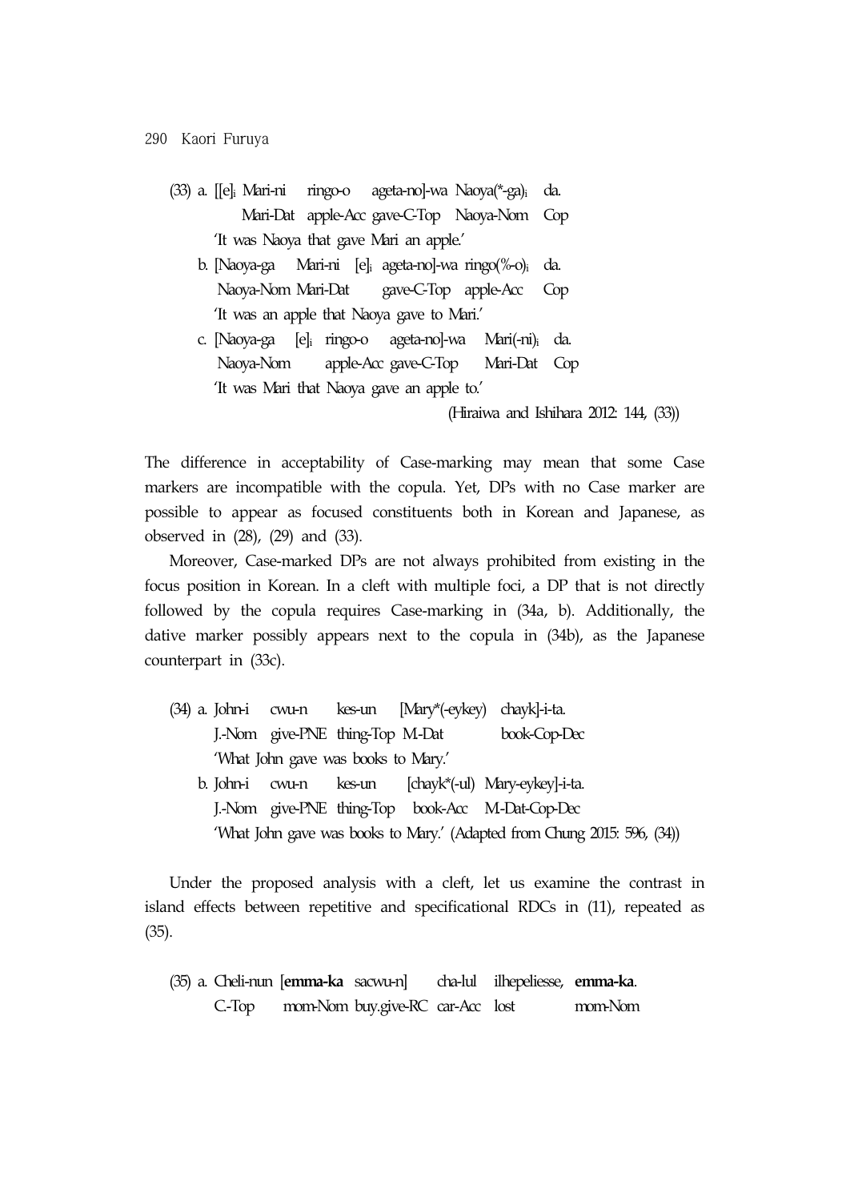(33) a. [[e]$_i$ Mari-ni ringo-o ageta-no]-wa Naoya(*-ga)$_i$ da.
   Mari-Dat apple-Acc gave-C-Top Naoya-Nom Cop
   'It was Naoya that gave Mari an apple.'

b. [Naoya-ga Mari-ni [e]$_i$ ageta-no]-wa ringo(%-o)$_i$ da.
   Naoya-Nom Mari-Dat gave-C-Top apple-Acc Cop
   'It was an apple that Naoya gave to Mari.'

c. [Naoya-ga [e]$_i$ ringo-o ageta-no]-wa Mari(-ni)$_i$ da.
   Naoya-Nom apple-Acc gave-C-Top Mari-Dat Cop
   'It was Mari that Naoya gave an apple to.'

(Hiraiwa and Ishihara 2012: 144, (33))

The difference in acceptability of Case-marking may mean that some Case markers are incompatible with the copula. Yet, DPs with no Case marker are possible to appear as focused constituents both in Korean and Japanese, as observed in (28), (29) and (33).

Moreover, Case-marked DPs are not always prohibited from existing in the focus position in Korean. In a cleft with multiple foci, a DP that is not directly followed by the copula requires Case-marking in (34a, b). Additionally, the dative marker possibly appears next to the copula in (34b), as the Japanese counterpart in (33c).

(34) a. John-i cwu-n kes-un [Mary*(-eykey) chayk]-i-ta.
   J.-Nom give-PNE thing-Top M.-Dat book-Cop-Dec
   'What John gave was books to Mary.'

b. John-i cwu-n kes-un [chayk*(-ul) Mary-eykey]-i-ta.
   J.-Nom give-PNE thing-Top book-Acc M.-Dat-Cop-Dec
   'What John gave was books to Mary.' (Adapted from Chung 2015: 596, (34))

Under the proposed analysis with a cleft, let us examine the contrast in island effects between repetitive and specificational RDCs in (11), repeated as (35).

(35) a. Cheli-nun [**emma-ka** sacwu-n] cha-lul ilhepeliesse, **emma-ka**.
   C.-Top mom-Nom buy.give-RC car-Acc lost mom-Nom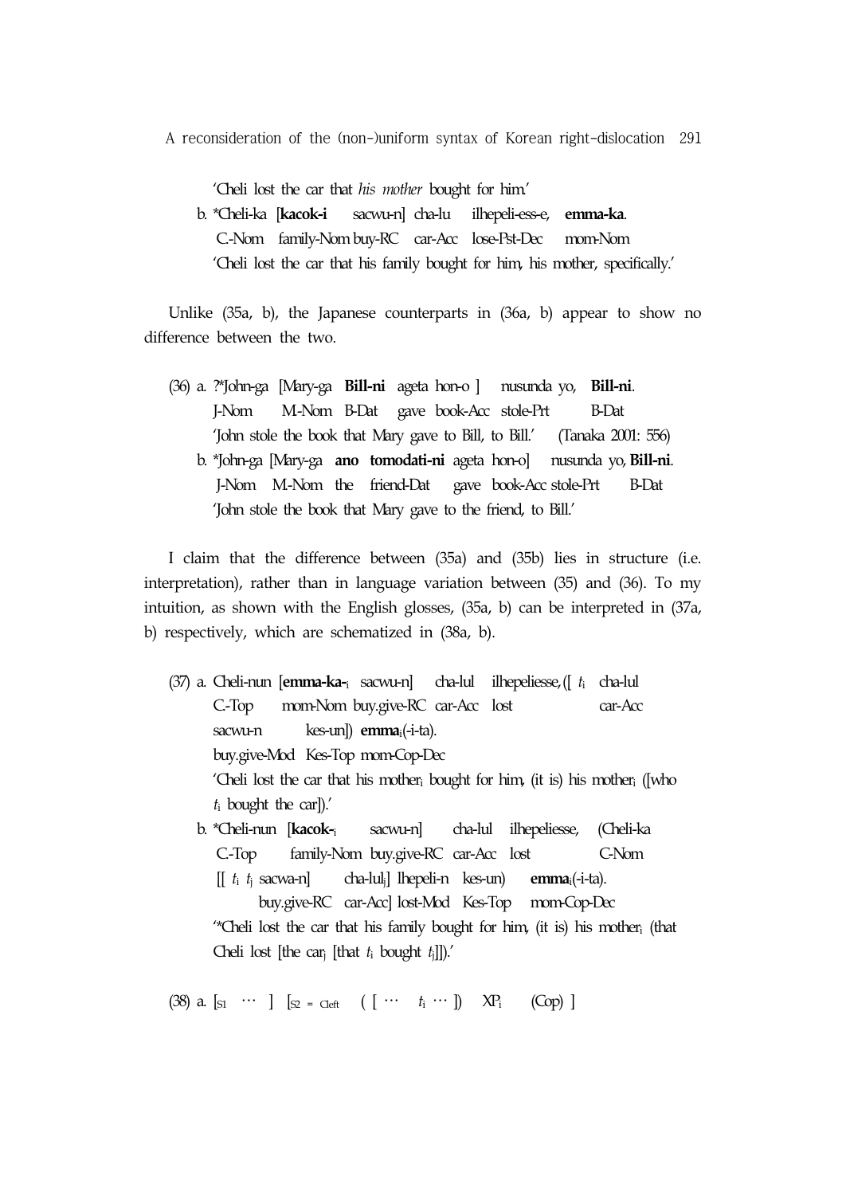'Cheli lost the car that *his mother* bought for him.'

b. *Cheli-ka [**kacok-i** sacwu-n] cha-lu ilhepeli-ess-e, **emma-ka**.
C.-Nom family-Nom buy-RC car-Acc lose-Pst-Dec mom-Nom
'Cheli lost the car that his family bought for him, his mother, specifically.'

Unlike (35a, b), the Japanese counterparts in (36a, b) appear to show no difference between the two.

(36) a. ?*John-ga [Mary-ga **Bill-ni** ageta hon-o ] nusunda yo, **Bill-ni**.
J-Nom M.-Nom B-Dat gave book-Acc stole-Prt B-Dat
'John stole the book that Mary gave to Bill, to Bill.' (Tanaka 2001: 556)

b. *John-ga [Mary-ga **ano tomodati-ni** ageta hon-o] nusunda yo, **Bill-ni**.
J-Nom M.-Nom the friend-Dat gave book-Acc stole-Prt B-Dat
'John stole the book that Mary gave to the friend, to Bill.'

I claim that the difference between (35a) and (35b) lies in structure (i.e. interpretation), rather than in language variation between (35) and (36). To my intuition, as shown with the English glosses, (35a, b) can be interpreted in (37a, b) respectively, which are schematized in (38a, b).

(37) a. Cheli-nun [**emma-ka-**$_i$ sacwu-n] cha-lul ilhepeliesse, ([ $t_i$ cha-lul sacwu-n kes-un]) **emma**$_i$(-i-ta).
C.-Top mom-Nom buy.give-RC car-Acc lost car-Acc buy.give-Mod Kes-Top mom-Cop-Dec
'Cheli lost the car that his mother$_i$ bought for him, (it is) his mother$_i$ ([who $t_i$ bought the car]).'

b. *Cheli-nun [**kacok-**$_i$ sacwu-n] cha-lul ilhepeliesse, (Cheli-ka [[ $t_i$ $t_j$ sacwa-n] cha-lul$_j$] lhepeli-n kes-un) **emma**$_i$(-i-ta).
C.-Top family-Nom buy.give-RC car-Acc lost C-Nom buy.give-RC car-Acc] lost-Mod Kes-Top mom-Cop-Dec
'*Cheli lost the car that his family bought for him, (it is) his mother$_i$ (that Cheli lost [the car$_j$ [that $t_i$ bought $t_j$]]).'

(38) a. [$_{S1}$ ⋯ ] [$_{S2\ =\ Cleft}$ ( [ ⋯ $t_i$ ⋯ ]) XP$_i$ (Cop) ]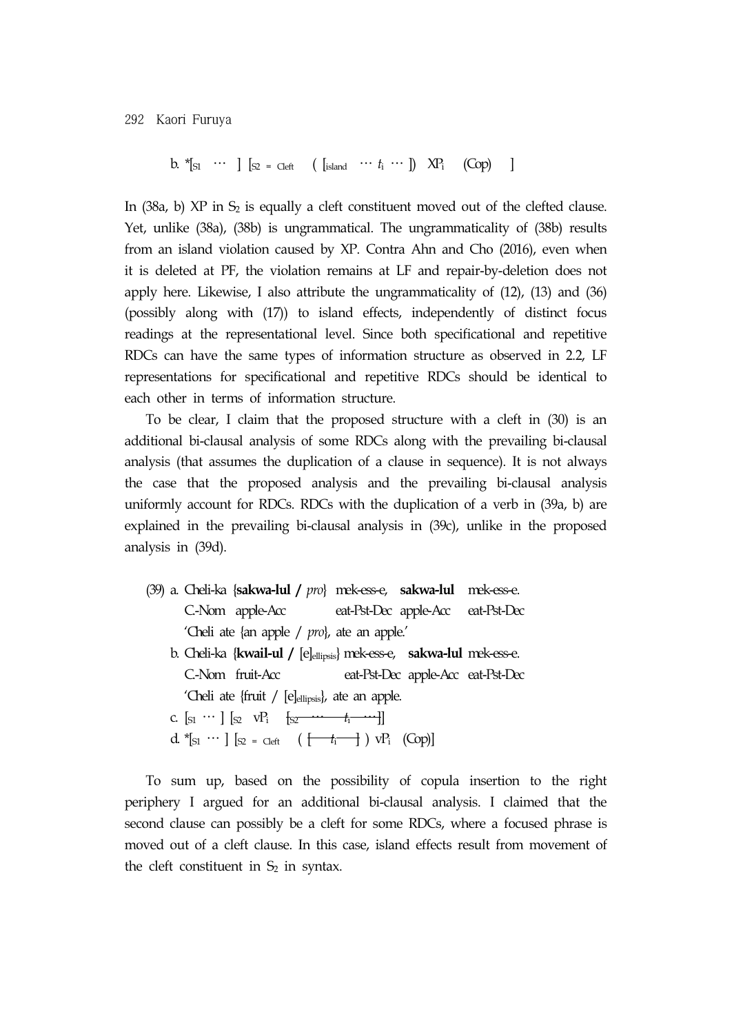b. *[$_{S1}$ ⋯ ] [$_{S2 = Cleft}$ ( [$_{island}$ ⋯ $t_i$ ⋯ ]) XP$_i$ (Cop) ]

In (38a, b) XP in $S_2$ is equally a cleft constituent moved out of the clefted clause. Yet, unlike (38a), (38b) is ungrammatical. The ungrammaticality of (38b) results from an island violation caused by XP. Contra Ahn and Cho (2016), even when it is deleted at PF, the violation remains at LF and repair-by-deletion does not apply here. Likewise, I also attribute the ungrammaticality of (12), (13) and (36) (possibly along with (17)) to island effects, independently of distinct focus readings at the representational level. Since both specificational and repetitive RDCs can have the same types of information structure as observed in 2.2, LF representations for specificational and repetitive RDCs should be identical to each other in terms of information structure.

To be clear, I claim that the proposed structure with a cleft in (30) is an additional bi-clausal analysis of some RDCs along with the prevailing bi-clausal analysis (that assumes the duplication of a clause in sequence). It is not always the case that the proposed analysis and the prevailing bi-clausal analysis uniformly account for RDCs. RDCs with the duplication of a verb in (39a, b) are explained in the prevailing bi-clausal analysis in (39c), unlike in the proposed analysis in (39d).

(39) a. Cheli-ka {**sakwa-lul /** *pro*} mek-ess-e, **sakwa-lul** mek-ess-e.
C.-Nom apple-Acc eat-Pst-Dec apple-Acc eat-Pst-Dec
'Cheli ate {an apple / *pro*}, ate an apple.'

b. Cheli-ka {**kwail-ul /** [e]$_{ellipsis}$} mek-ess-e, **sakwa-lul** mek-ess-e.
C.-Nom fruit-Acc eat-Pst-Dec apple-Acc eat-Pst-Dec
'Cheli ate {fruit / [e]$_{ellipsis}$}, ate an apple.

c. [$_{S1}$ ⋯ ] [$_{S2}$ vP$_i$ ~~[$_{S2}$ ⋯ $t_i$ ⋯]~~]

d. *[$_{S1}$ ⋯ ] [$_{S2 = Cleft}$ ( ~~[ $t_i$ ]~~ ) vP$_i$ (Cop)]

To sum up, based on the possibility of copula insertion to the right periphery I argued for an additional bi-clausal analysis. I claimed that the second clause can possibly be a cleft for some RDCs, where a focused phrase is moved out of a cleft clause. In this case, island effects result from movement of the cleft constituent in $S_2$ in syntax.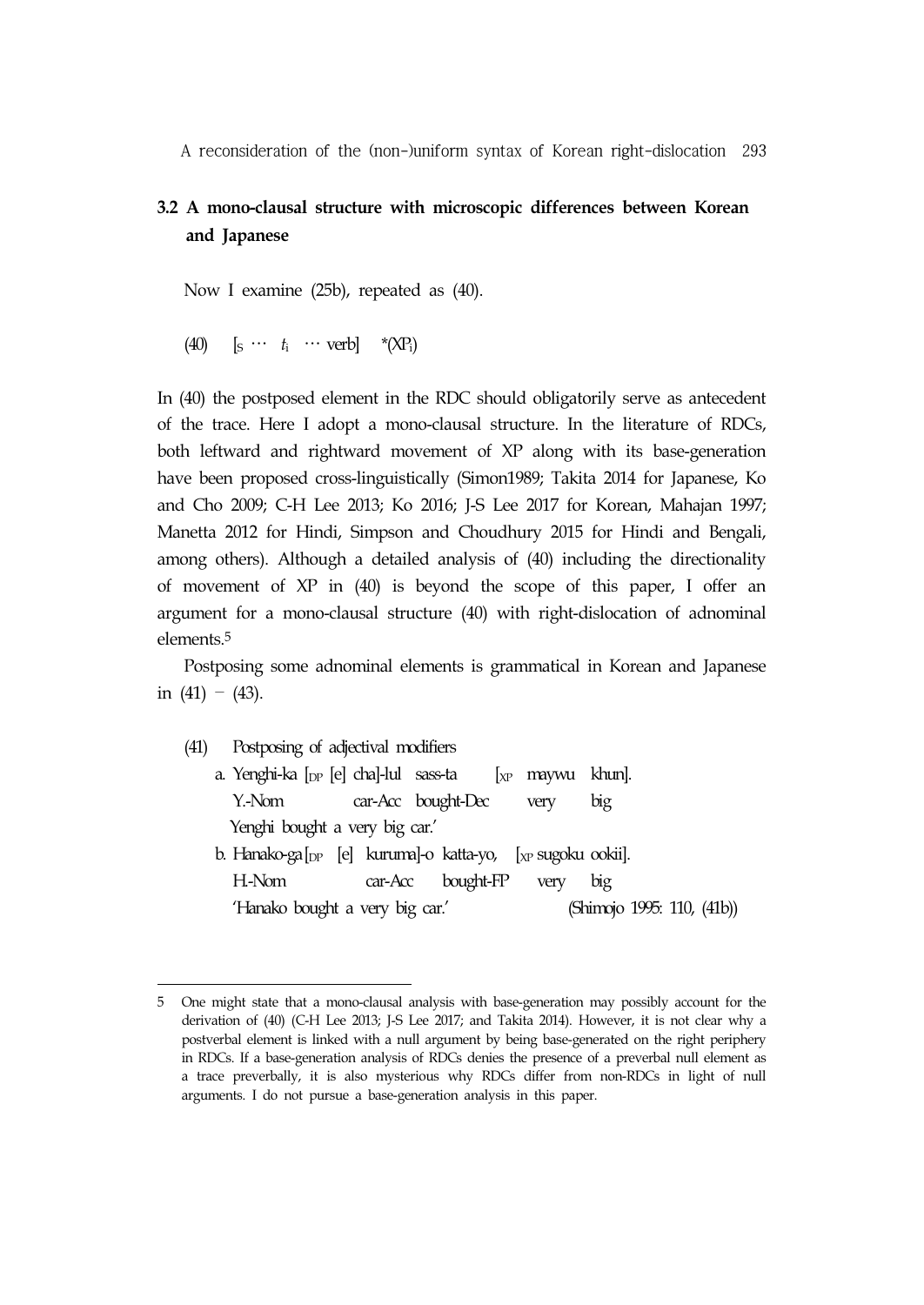## 3.2 A mono-clausal structure with microscopic differences between Korean and Japanese

Now I examine (25b), repeated as (40).

(40) [S ⋯ $t_i$ ⋯ verb] *(XP$_i$)

In (40) the postposed element in the RDC should obligatorily serve as antecedent of the trace. Here I adopt a mono-clausal structure. In the literature of RDCs, both leftward and rightward movement of XP along with its base-generation have been proposed cross-linguistically (Simon1989; Takita 2014 for Japanese, Ko and Cho 2009; C-H Lee 2013; Ko 2016; J-S Lee 2017 for Korean, Mahajan 1997; Manetta 2012 for Hindi, Simpson and Choudhury 2015 for Hindi and Bengali, among others). Although a detailed analysis of (40) including the directionality of movement of XP in (40) is beyond the scope of this paper, I offer an argument for a mono-clausal structure (40) with right-dislocation of adnominal elements.[5]

Postposing some adnominal elements is grammatical in Korean and Japanese in (41) – (43).

(41) Postposing of adjectival modifiers

a. Yenghi-ka [DP [e] cha]-lul sass-ta [XP maywu khun].
   Y.-Nom car-Acc bought-Dec very big
   Yenghi bought a very big car.'

b. Hanako-ga [DP [e] kuruma]-o katta-yo, [XP sugoku ookii].
   H-Nom car-Acc bought-FP very big
   'Hanako bought a very big car.' (Shimojo 1995: 110, (41b))

---

5 One might state that a mono-clausal analysis with base-generation may possibly account for the derivation of (40) (C-H Lee 2013; J-S Lee 2017; and Takita 2014). However, it is not clear why a postverbal element is linked with a null argument by being base-generated on the right periphery in RDCs. If a base-generation analysis of RDCs denies the presence of a preverbal null element as a trace preverbally, it is also mysterious why RDCs differ from non-RDCs in light of null arguments. I do not pursue a base-generation analysis in this paper.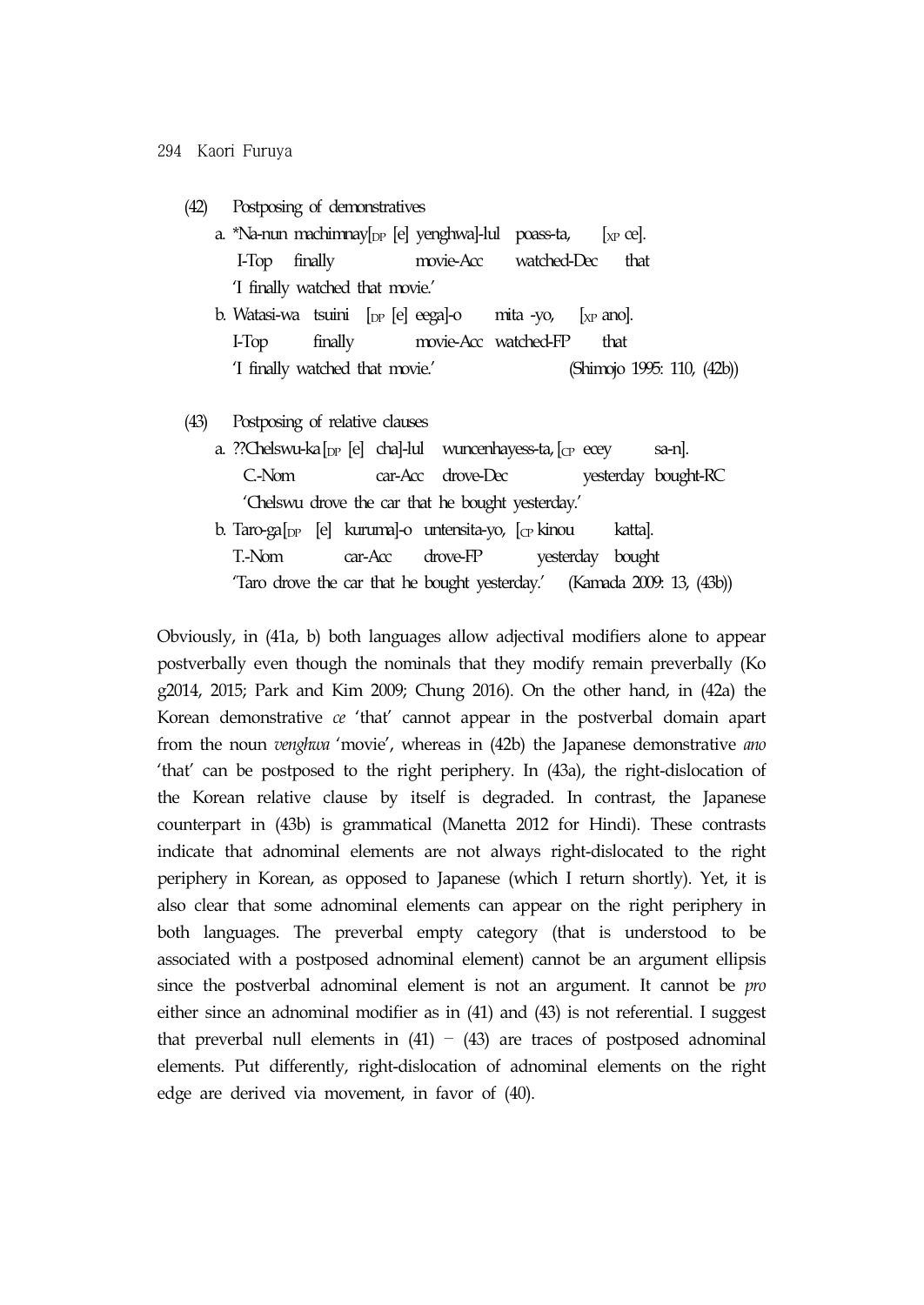(42) Postposing of demonstratives

a. *Na-nun machimnay[$_{DP}$ [e] yenghwa]-lul poass-ta, [$_{XP}$ ce].
   I-Top finally movie-Acc watched-Dec that
   'I finally watched that movie.'

b. Watasi-wa tsuini [$_{DP}$ [e] eega]-o mita -yo, [$_{XP}$ ano].
   I-Top finally movie-Acc watched-FP that
   'I finally watched that movie.' (Shimojo 1995: 110, (42b))

(43) Postposing of relative clauses

a. ??Chelswu-ka [$_{DP}$ [e] cha]-lul wuncenhayess-ta, [$_{CP}$ ecey sa-n].
   C.-Nom car-Acc drove-Dec yesterday bought-RC
   'Chelswu drove the car that he bought yesterday.'

b. Taro-ga [$_{DP}$ [e] kuruma]-o untensita-yo, [$_{CP}$ kinou katta].
   T.-Nom car-Acc drove-FP yesterday bought
   'Taro drove the car that he bought yesterday.' (Kamada 2009: 13, (43b))

Obviously, in (41a, b) both languages allow adjectival modifiers alone to appear postverbally even though the nominals that they modify remain preverbally (Ko g2014, 2015; Park and Kim 2009; Chung 2016). On the other hand, in (42a) the Korean demonstrative *ce* 'that' cannot appear in the postverbal domain apart from the noun *venghwa* 'movie', whereas in (42b) the Japanese demonstrative *ano* 'that' can be postposed to the right periphery. In (43a), the right-dislocation of the Korean relative clause by itself is degraded. In contrast, the Japanese counterpart in (43b) is grammatical (Manetta 2012 for Hindi). These contrasts indicate that adnominal elements are not always right-dislocated to the right periphery in Korean, as opposed to Japanese (which I return shortly). Yet, it is also clear that some adnominal elements can appear on the right periphery in both languages. The preverbal empty category (that is understood to be associated with a postposed adnominal element) cannot be an argument ellipsis since the postverbal adnominal element is not an argument. It cannot be *pro* either since an adnominal modifier as in (41) and (43) is not referential. I suggest that preverbal null elements in (41) – (43) are traces of postposed adnominal elements. Put differently, right-dislocation of adnominal elements on the right edge are derived via movement, in favor of (40).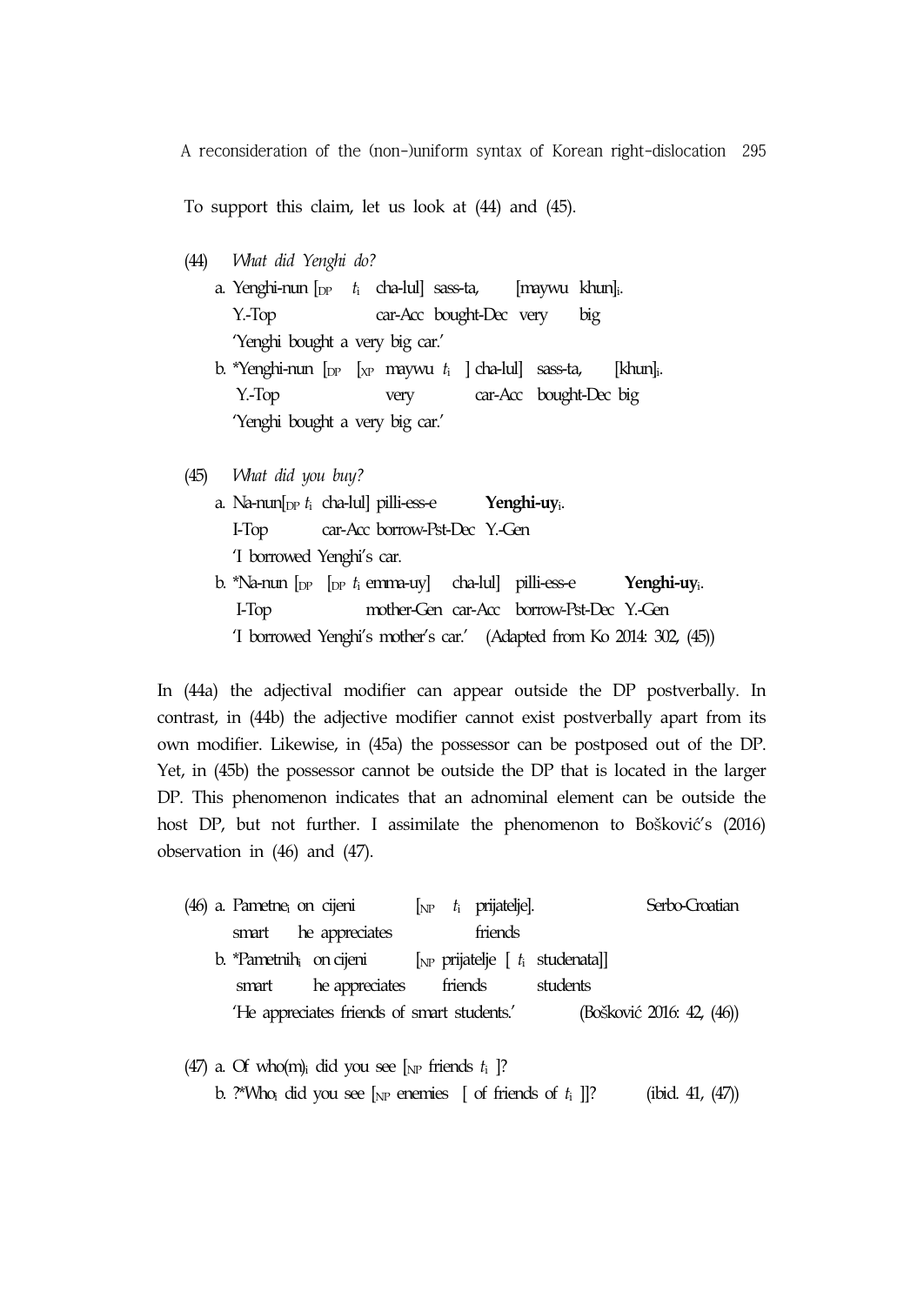To support this claim, let us look at (44) and (45).

(44) *What did Yenghi do?*

a. Yenghi-nun [$_{DP}$ $t_i$ cha-lul] sass-ta, [maywu khun]$_i$.
   Y.-Top car-Acc bought-Dec very big
   'Yenghi bought a very big car.'

b. *Yenghi-nun [$_{DP}$ [$_{XP}$ maywu $t_i$ ] cha-lul] sass-ta, [khun]$_i$.
   Y.-Top very car-Acc bought-Dec big
   'Yenghi bought a very big car.'

(45) *What did you buy?*

a. Na-nun[$_{DP}$ $t_i$ cha-lul] pilli-ess-e **Yenghi-uy**$_i$.
   I-Top car-Acc borrow-Pst-Dec Y.-Gen
   'I borrowed Yenghi's car.

b. *Na-nun [$_{DP}$ [$_{DP}$ $t_i$ emma-uy] cha-lul] pilli-ess-e **Yenghi-uy**$_i$.
   I-Top mother-Gen car-Acc borrow-Pst-Dec Y.-Gen
   'I borrowed Yenghi's mother's car.' (Adapted from Ko 2014: 302, (45))

In (44a) the adjectival modifier can appear outside the DP postverbally. In contrast, in (44b) the adjective modifier cannot exist postverbally apart from its own modifier. Likewise, in (45a) the possessor can be postposed out of the DP. Yet, in (45b) the possessor cannot be outside the DP that is located in the larger DP. This phenomenon indicates that an adnominal element can be outside the host DP, but not further. I assimilate the phenomenon to Bošković's (2016) observation in (46) and (47).

(46) a. Pametne$_i$ on cijeni [$_{NP}$ $t_i$ prijatelje]. Serbo-Croatian
   smart he appreciates friends

b. *Pametnih$_i$ on cijeni [$_{NP}$ prijatelje [ $t_i$ studenata]]
   smart he appreciates friends students
   'He appreciates friends of smart students.' (Bošković 2016: 42, (46))

(47) a. Of who(m)$_i$ did you see [$_{NP}$ friends $t_i$ ]?

b. ?*Who$_i$ did you see [$_{NP}$ enemies [ of friends of $t_i$ ]]? (ibid. 41, (47))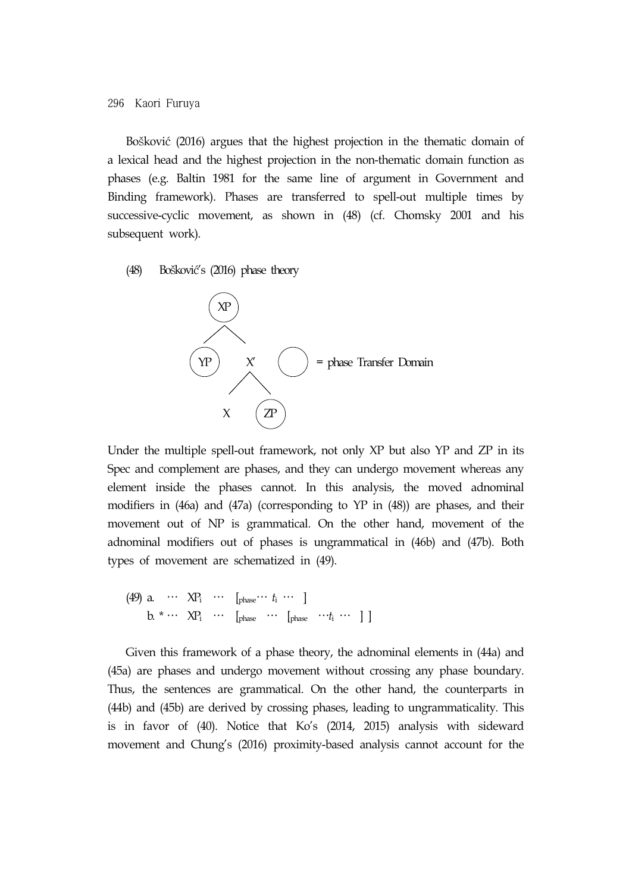Bošković (2016) argues that the highest projection in the thematic domain of a lexical head and the highest projection in the non-thematic domain function as phases (e.g. Baltin 1981 for the same line of argument in Government and Binding framework). Phases are transferred to spell-out multiple times by successive-cyclic movement, as shown in (48) (cf. Chomsky 2001 and his subsequent work).

(48) Bošković's (2016) phase theory

```
          (XP)
         /    \
      (YP)     X'        ( ) = phase Transfer Domain
              /  \
             X   (ZP)
```

Under the multiple spell-out framework, not only XP but also YP and ZP in its Spec and complement are phases, and they can undergo movement whereas any element inside the phases cannot. In this analysis, the moved adnominal modifiers in (46a) and (47a) (corresponding to YP in (48)) are phases, and their movement out of NP is grammatical. On the other hand, movement of the adnominal modifiers out of phases is ungrammatical in (46b) and (47b). Both types of movement are schematized in (49).

(49) a. ⋯ $XP_i$ ⋯ $[_{phase}$ ⋯ $t_i$ ⋯ ]
  b. * ⋯ $XP_i$ ⋯ $[_{phase}$ ⋯ $[_{phase}$ ⋯ $t_i$ ⋯ ] ]

Given this framework of a phase theory, the adnominal elements in (44a) and (45a) are phases and undergo movement without crossing any phase boundary. Thus, the sentences are grammatical. On the other hand, the counterparts in (44b) and (45b) are derived by crossing phases, leading to ungrammaticality. This is in favor of (40). Notice that Ko's (2014, 2015) analysis with sideward movement and Chung's (2016) proximity-based analysis cannot account for the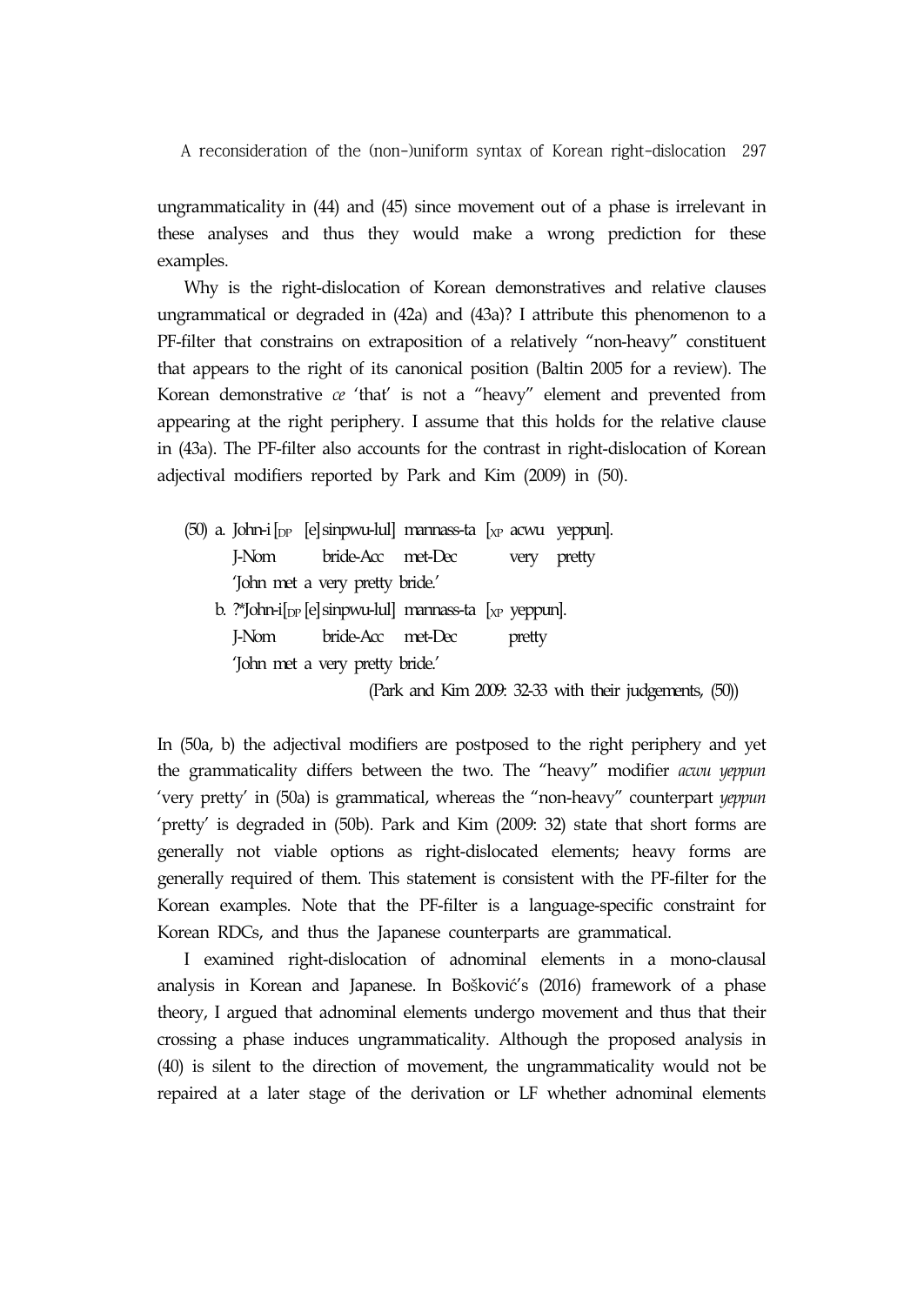ungrammaticality in (44) and (45) since movement out of a phase is irrelevant in these analyses and thus they would make a wrong prediction for these examples.

Why is the right-dislocation of Korean demonstratives and relative clauses ungrammatical or degraded in (42a) and (43a)? I attribute this phenomenon to a PF-filter that constrains on extraposition of a relatively "non-heavy" constituent that appears to the right of its canonical position (Baltin 2005 for a review). The Korean demonstrative *ce* 'that' is not a "heavy" element and prevented from appearing at the right periphery. I assume that this holds for the relative clause in (43a). The PF-filter also accounts for the contrast in right-dislocation of Korean adjectival modifiers reported by Park and Kim (2009) in (50).

(50) a. John-i [$_{DP}$ [e] sinpwu-lul] mannass-ta [$_{XP}$ acwu yeppun].
 J-Nom bride-Acc met-Dec very pretty
 'John met a very pretty bride.'
 b. ?*John-i [$_{DP}$ [e] sinpwu-lul] mannass-ta [$_{XP}$ yeppun].
 J-Nom bride-Acc met-Dec pretty
 'John met a very pretty bride.'
 (Park and Kim 2009: 32-33 with their judgements, (50))

In (50a, b) the adjectival modifiers are postposed to the right periphery and yet the grammaticality differs between the two. The "heavy" modifier *acwu yeppun* 'very pretty' in (50a) is grammatical, whereas the "non-heavy" counterpart *yeppun* 'pretty' is degraded in (50b). Park and Kim (2009: 32) state that short forms are generally not viable options as right-dislocated elements; heavy forms are generally required of them. This statement is consistent with the PF-filter for the Korean examples. Note that the PF-filter is a language-specific constraint for Korean RDCs, and thus the Japanese counterparts are grammatical.

I examined right-dislocation of adnominal elements in a mono-clausal analysis in Korean and Japanese. In Bošković's (2016) framework of a phase theory, I argued that adnominal elements undergo movement and thus that their crossing a phase induces ungrammaticality. Although the proposed analysis in (40) is silent to the direction of movement, the ungrammaticality would not be repaired at a later stage of the derivation or LF whether adnominal elements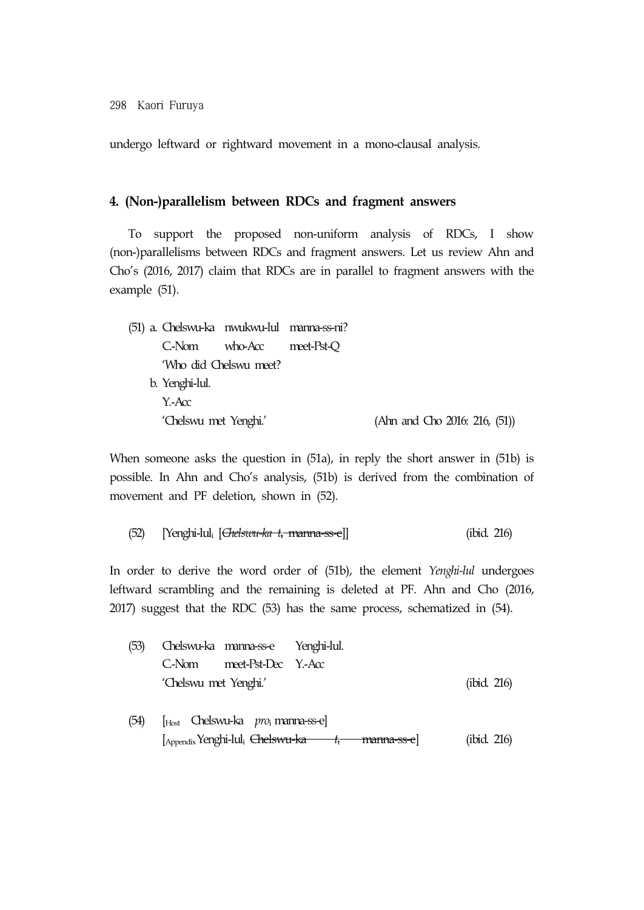undergo leftward or rightward movement in a mono-clausal analysis.

## 4. (Non-)parallelism between RDCs and fragment answers

To support the proposed non-uniform analysis of RDCs, I show (non-)parallelisms between RDCs and fragment answers. Let us review Ahn and Cho's (2016, 2017) claim that RDCs are in parallel to fragment answers with the example (51).

(51) a. Chelswu-ka nwukwu-lul manna-ss-ni?
   C.-Nom who-Acc meet-Pst-Q
   'Who did Chelswu meet?
  b. Yenghi-lul.
   Y.-Acc
   'Chelswu met Yenghi.' (Ahn and Cho 2016: 216, (51))

When someone asks the question in (51a), in reply the short answer in (51b) is possible. In Ahn and Cho's analysis, (51b) is derived from the combination of movement and PF deletion, shown in (52).

(52) [Yenghi-lul$_i$ [~~*Chelswu-ka t$_i$* manna-ss-e~~]] (ibid. 216)

In order to derive the word order of (51b), the element *Yenghi-lul* undergoes leftward scrambling and the remaining is deleted at PF. Ahn and Cho (2016, 2017) suggest that the RDC (53) has the same process, schematized in (54).

(53) Chelswu-ka manna-ss-e Yenghi-lul.
  C.-Nom meet-Pst-Dec Y.-Acc
  'Chelswu met Yenghi.' (ibid. 216)

(54) [$_{Host}$ Chelswu-ka *pro*$_i$ manna-ss-e]
  [$_{Appendix}$ Yenghi-lul$_i$ ~~Chelswu-ka t$_i$ manna-ss-e~~] (ibid. 216)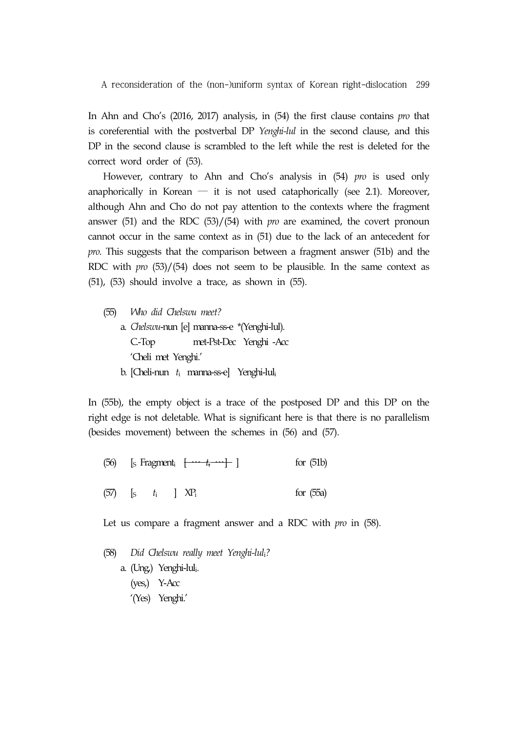In Ahn and Cho's (2016, 2017) analysis, in (54) the first clause contains *pro* that is coreferential with the postverbal DP *Yenghi-lul* in the second clause, and this DP in the second clause is scrambled to the left while the rest is deleted for the correct word order of (53).

However, contrary to Ahn and Cho's analysis in (54) *pro* is used only anaphorically in Korean — it is not used cataphorically (see 2.1). Moreover, although Ahn and Cho do not pay attention to the contexts where the fragment answer (51) and the RDC (53)/(54) with *pro* are examined, the covert pronoun cannot occur in the same context as in (51) due to the lack of an antecedent for *pro*. This suggests that the comparison between a fragment answer (51b) and the RDC with *pro* (53)/(54) does not seem to be plausible. In the same context as (51), (53) should involve a trace, as shown in (55).

(55) *Who did Chelswu meet?*
  a. *Chelswu*-nun [e] manna-ss-e \*(Yenghi-lul).
     C.-Top met-Pst-Dec Yenghi -Acc
     'Cheli met Yenghi.'
  b. [Cheli-nun $t_i$ manna-ss-e] Yenghi-lul$_i$

In (55b), the empty object is a trace of the postposed DP and this DP on the right edge is not deletable. What is significant here is that there is no parallelism (besides movement) between the schemes in (56) and (57).

(56) [$_S$ Fragment$_i$ ~~[ … $t_i$ … ]~~ ]      for (51b)

(57) [$_S$ $t_i$ ] XP$_i$      for (55a)

Let us compare a fragment answer and a RDC with *pro* in (58).

(58) *Did Chelswu really meet Yenghi-lul$_i$?*
  a. (Ung,) Yenghi-lul$_i$.
     (yes,) Y-Acc
     '(Yes) Yenghi.'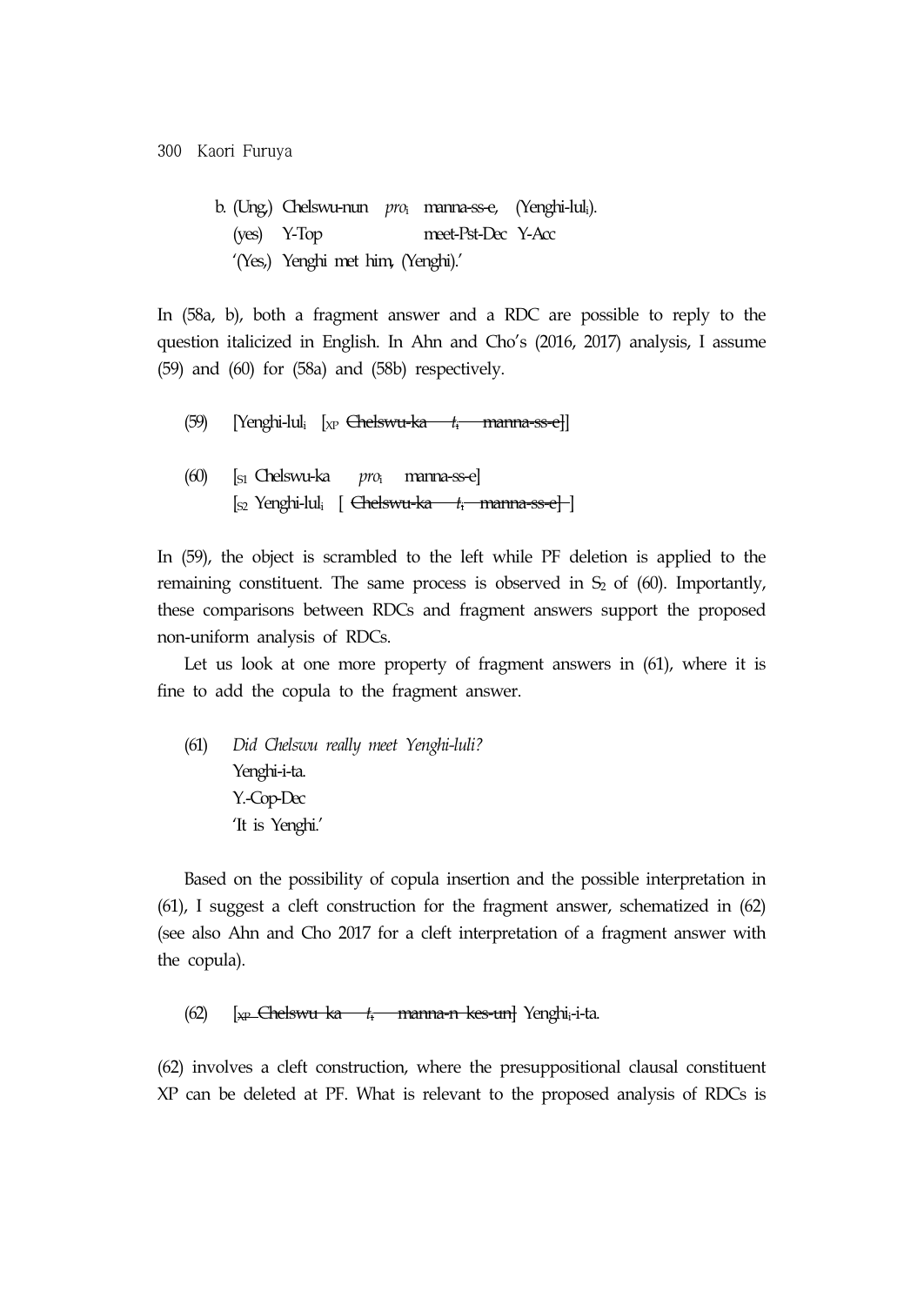b. (Ung,) Chelswu-nun *pro*$_i$ manna-ss-e, (Yenghi-lul$_i$).
   (yes) Y-Top meet-Pst-Dec Y-Acc
   '(Yes,) Yenghi met him, (Yenghi).'

In (58a, b), both a fragment answer and a RDC are possible to reply to the question italicized in English. In Ahn and Cho's (2016, 2017) analysis, I assume (59) and (60) for (58a) and (58b) respectively.

(59) [Yenghi-lul$_i$ [$_{XP}$ ~~Chelswu-ka $t_i$ manna-ss-e~~]]

(60) [$_{S1}$ Chelswu-ka *pro*$_i$ manna-ss-e]
     [$_{S2}$ Yenghi-lul$_i$ [ ~~Chelswu-ka $t_i$ manna-ss-e~~ ]]

In (59), the object is scrambled to the left while PF deletion is applied to the remaining constituent. The same process is observed in $S_2$ of (60). Importantly, these comparisons between RDCs and fragment answers support the proposed non-uniform analysis of RDCs.

Let us look at one more property of fragment answers in (61), where it is fine to add the copula to the fragment answer.

(61) *Did Chelswu really meet Yenghi-luli?*
     Yenghi-i-ta.
     Y.-Cop-Dec
     'It is Yenghi.'

Based on the possibility of copula insertion and the possible interpretation in (61), I suggest a cleft construction for the fragment answer, schematized in (62) (see also Ahn and Cho 2017 for a cleft interpretation of a fragment answer with the copula).

(62) [$_{XP}$ ~~Chelswu-ka $t_i$ manna-n kes-un~~] Yenghi$_i$-i-ta.

(62) involves a cleft construction, where the presuppositional clausal constituent XP can be deleted at PF. What is relevant to the proposed analysis of RDCs is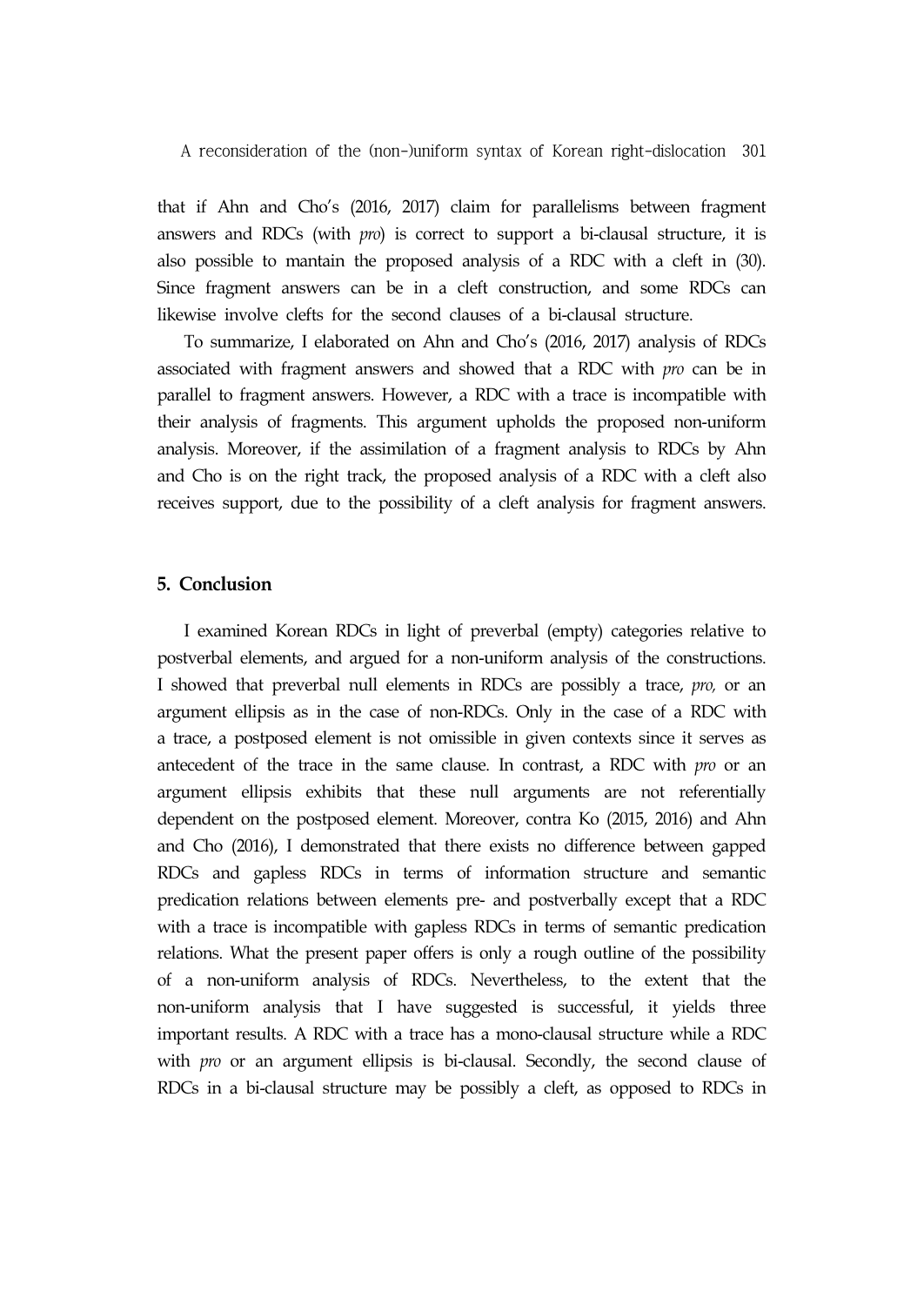that if Ahn and Cho's (2016, 2017) claim for parallelisms between fragment answers and RDCs (with *pro*) is correct to support a bi-clausal structure, it is also possible to mantain the proposed analysis of a RDC with a cleft in (30). Since fragment answers can be in a cleft construction, and some RDCs can likewise involve clefts for the second clauses of a bi-clausal structure.

To summarize, I elaborated on Ahn and Cho's (2016, 2017) analysis of RDCs associated with fragment answers and showed that a RDC with *pro* can be in parallel to fragment answers. However, a RDC with a trace is incompatible with their analysis of fragments. This argument upholds the proposed non-uniform analysis. Moreover, if the assimilation of a fragment analysis to RDCs by Ahn and Cho is on the right track, the proposed analysis of a RDC with a cleft also receives support, due to the possibility of a cleft analysis for fragment answers.

## 5. Conclusion

I examined Korean RDCs in light of preverbal (empty) categories relative to postverbal elements, and argued for a non-uniform analysis of the constructions. I showed that preverbal null elements in RDCs are possibly a trace, *pro,* or an argument ellipsis as in the case of non-RDCs. Only in the case of a RDC with a trace, a postposed element is not omissible in given contexts since it serves as antecedent of the trace in the same clause. In contrast, a RDC with *pro* or an argument ellipsis exhibits that these null arguments are not referentially dependent on the postposed element. Moreover, contra Ko (2015, 2016) and Ahn and Cho (2016), I demonstrated that there exists no difference between gapped RDCs and gapless RDCs in terms of information structure and semantic predication relations between elements pre- and postverbally except that a RDC with a trace is incompatible with gapless RDCs in terms of semantic predication relations. What the present paper offers is only a rough outline of the possibility of a non-uniform analysis of RDCs. Nevertheless, to the extent that the non-uniform analysis that I have suggested is successful, it yields three important results. A RDC with a trace has a mono-clausal structure while a RDC with *pro* or an argument ellipsis is bi-clausal. Secondly, the second clause of RDCs in a bi-clausal structure may be possibly a cleft, as opposed to RDCs in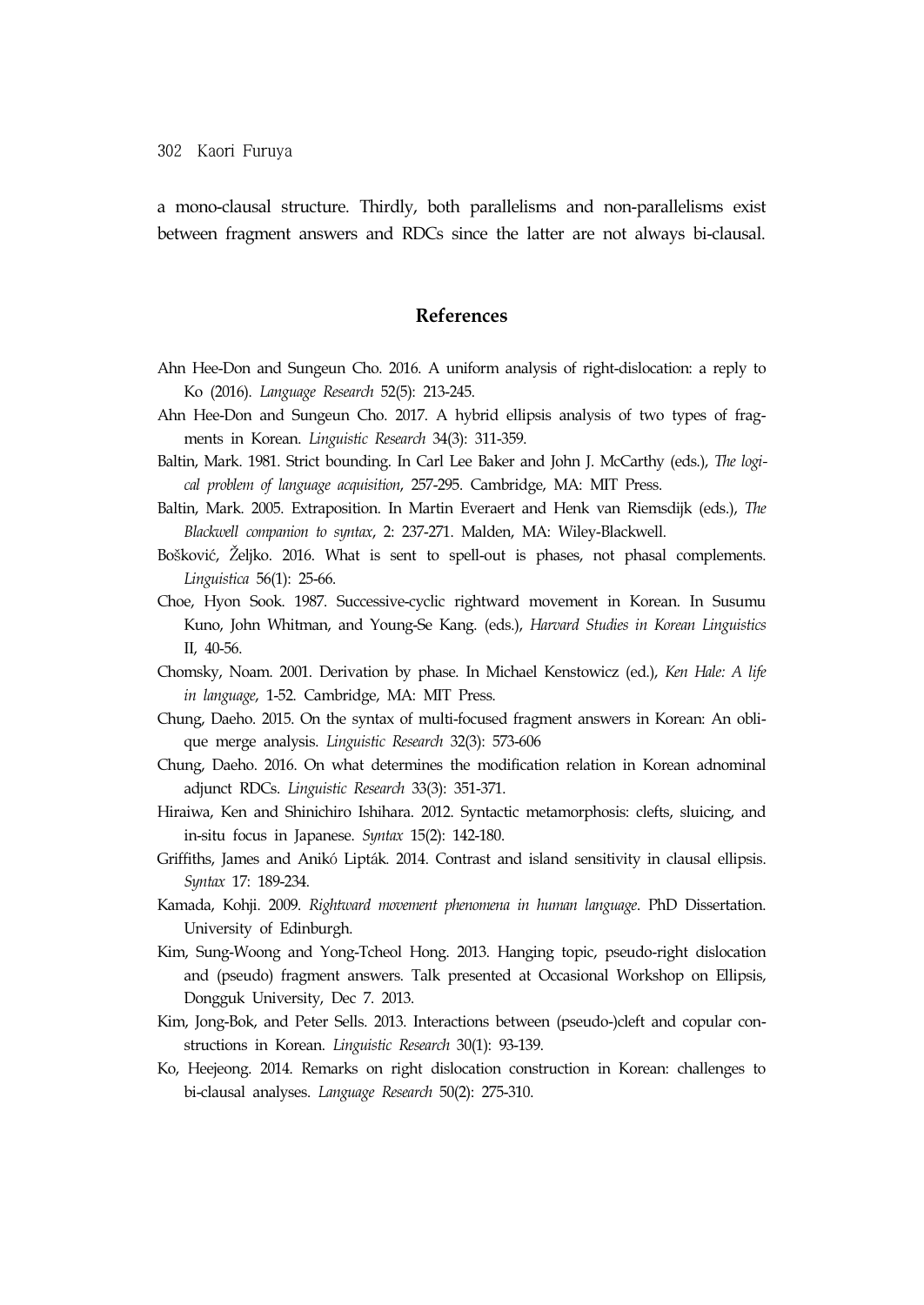a mono-clausal structure. Thirdly, both parallelisms and non-parallelisms exist between fragment answers and RDCs since the latter are not always bi-clausal.

## References

Ahn Hee-Don and Sungeun Cho. 2016. A uniform analysis of right-dislocation: a reply to Ko (2016). *Language Research* 52(5): 213-245.

Ahn Hee-Don and Sungeun Cho. 2017. A hybrid ellipsis analysis of two types of fragments in Korean. *Linguistic Research* 34(3): 311-359.

Baltin, Mark. 1981. Strict bounding. In Carl Lee Baker and John J. McCarthy (eds.), *The logical problem of language acquisition*, 257-295. Cambridge, MA: MIT Press.

Baltin, Mark. 2005. Extraposition. In Martin Everaert and Henk van Riemsdijk (eds.), *The Blackwell companion to syntax*, 2: 237-271. Malden, MA: Wiley-Blackwell.

Bošković, Željko. 2016. What is sent to spell-out is phases, not phasal complements. *Linguistica* 56(1): 25-66.

Choe, Hyon Sook. 1987. Successive-cyclic rightward movement in Korean. In Susumu Kuno, John Whitman, and Young-Se Kang. (eds.), *Harvard Studies in Korean Linguistics* II, 40-56.

Chomsky, Noam. 2001. Derivation by phase. In Michael Kenstowicz (ed.), *Ken Hale: A life in language*, 1-52. Cambridge, MA: MIT Press.

Chung, Daeho. 2015. On the syntax of multi-focused fragment answers in Korean: An oblique merge analysis. *Linguistic Research* 32(3): 573-606

Chung, Daeho. 2016. On what determines the modification relation in Korean adnominal adjunct RDCs. *Linguistic Research* 33(3): 351-371.

Hiraiwa, Ken and Shinichiro Ishihara. 2012. Syntactic metamorphosis: clefts, sluicing, and in-situ focus in Japanese. *Syntax* 15(2): 142-180.

Griffiths, James and Anikó Lipták. 2014. Contrast and island sensitivity in clausal ellipsis. *Syntax* 17: 189-234.

Kamada, Kohji. 2009. *Rightward movement phenomena in human language*. PhD Dissertation. University of Edinburgh.

Kim, Sung-Woong and Yong-Tcheol Hong. 2013. Hanging topic, pseudo-right dislocation and (pseudo) fragment answers. Talk presented at Occasional Workshop on Ellipsis, Dongguk University, Dec 7. 2013.

Kim, Jong-Bok, and Peter Sells. 2013. Interactions between (pseudo-)cleft and copular constructions in Korean. *Linguistic Research* 30(1): 93-139.

Ko, Heejeong. 2014. Remarks on right dislocation construction in Korean: challenges to bi-clausal analyses. *Language Research* 50(2): 275-310.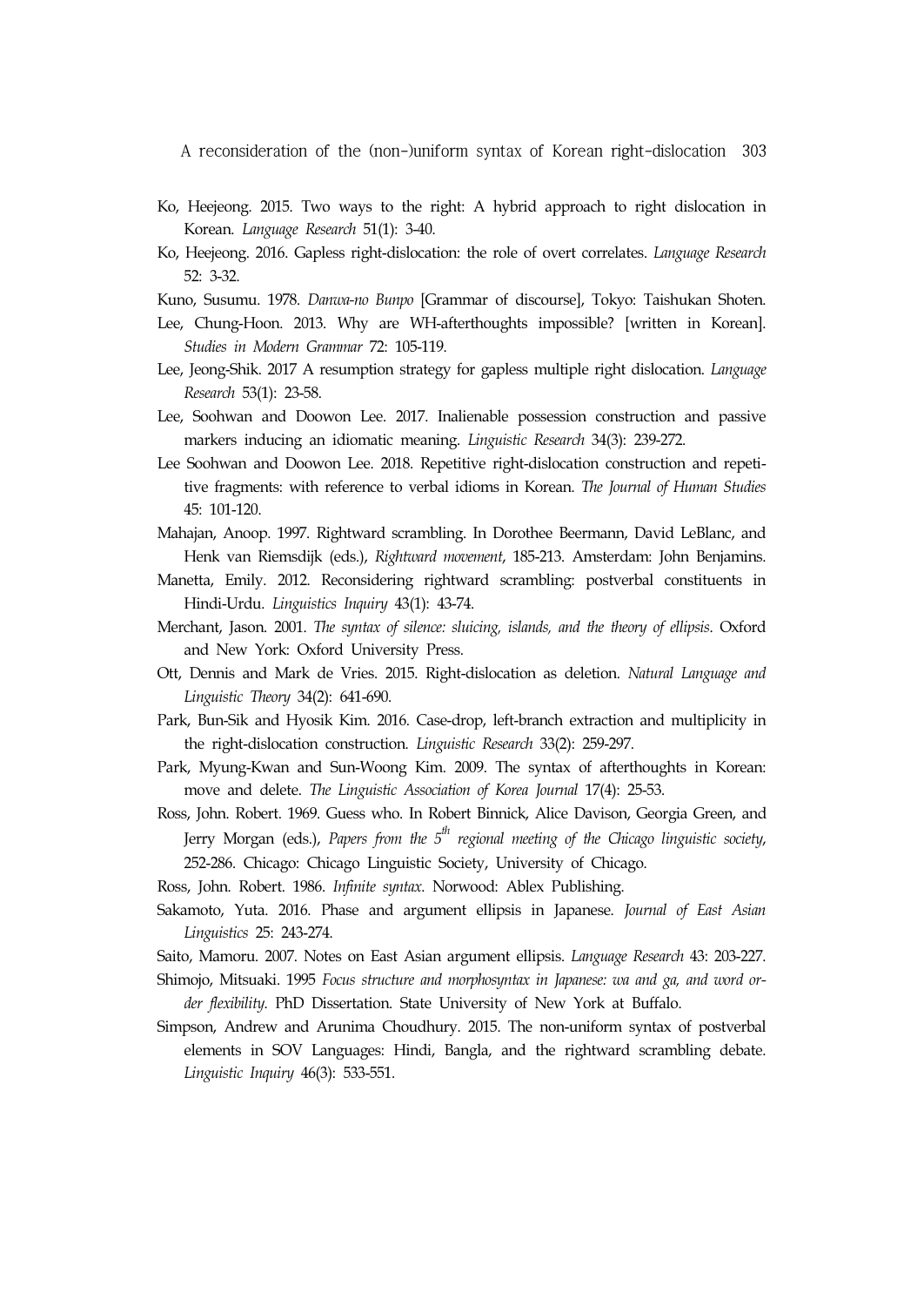Ko, Heejeong. 2015. Two ways to the right: A hybrid approach to right dislocation in Korean. *Language Research* 51(1): 3-40.

Ko, Heejeong. 2016. Gapless right-dislocation: the role of overt correlates. *Language Research* 52: 3-32.

Kuno, Susumu. 1978. *Danwa-no Bunpo* [Grammar of discourse], Tokyo: Taishukan Shoten.

Lee, Chung-Hoon. 2013. Why are WH-afterthoughts impossible? [written in Korean]. *Studies in Modern Grammar* 72: 105-119.

Lee, Jeong-Shik. 2017 A resumption strategy for gapless multiple right dislocation. *Language Research* 53(1): 23-58.

Lee, Soohwan and Doowon Lee. 2017. Inalienable possession construction and passive markers inducing an idiomatic meaning. *Linguistic Research* 34(3): 239-272.

Lee Soohwan and Doowon Lee. 2018. Repetitive right-dislocation construction and repetitive fragments: with reference to verbal idioms in Korean. *The Journal of Human Studies* 45: 101-120.

Mahajan, Anoop. 1997. Rightward scrambling. In Dorothee Beermann, David LeBlanc, and Henk van Riemsdijk (eds.), *Rightward movement*, 185-213. Amsterdam: John Benjamins.

Manetta, Emily. 2012. Reconsidering rightward scrambling: postverbal constituents in Hindi-Urdu. *Linguistics Inquiry* 43(1): 43-74.

Merchant, Jason. 2001. *The syntax of silence: sluicing, islands, and the theory of ellipsis*. Oxford and New York: Oxford University Press.

Ott, Dennis and Mark de Vries. 2015. Right-dislocation as deletion. *Natural Language and Linguistic Theory* 34(2): 641-690.

Park, Bun-Sik and Hyosik Kim. 2016. Case-drop, left-branch extraction and multiplicity in the right-dislocation construction. *Linguistic Research* 33(2): 259-297.

Park, Myung-Kwan and Sun-Woong Kim. 2009. The syntax of afterthoughts in Korean: move and delete. *The Linguistic Association of Korea Journal* 17(4): 25-53.

Ross, John. Robert. 1969. Guess who. In Robert Binnick, Alice Davison, Georgia Green, and Jerry Morgan (eds.), *Papers from the 5th regional meeting of the Chicago linguistic society*, 252-286. Chicago: Chicago Linguistic Society, University of Chicago.

Ross, John. Robert. 1986. *Infinite syntax*. Norwood: Ablex Publishing.

Sakamoto, Yuta. 2016. Phase and argument ellipsis in Japanese. *Journal of East Asian Linguistics* 25: 243-274.

Saito, Mamoru. 2007. Notes on East Asian argument ellipsis. *Language Research* 43: 203-227.

Shimojo, Mitsuaki. 1995 *Focus structure and morphosyntax in Japanese: wa and ga, and word order flexibility*. PhD Dissertation. State University of New York at Buffalo.

Simpson, Andrew and Arunima Choudhury. 2015. The non-uniform syntax of postverbal elements in SOV Languages: Hindi, Bangla, and the rightward scrambling debate. *Linguistic Inquiry* 46(3): 533-551.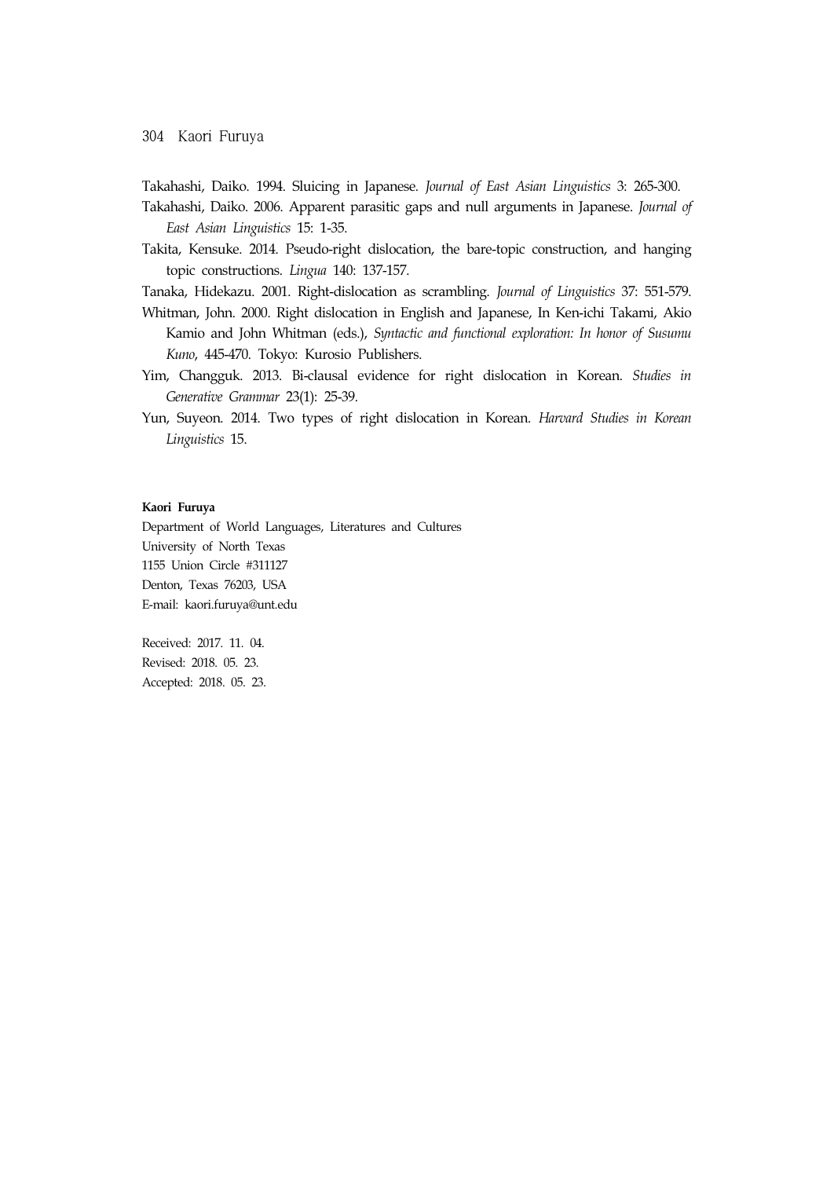Takahashi, Daiko. 1994. Sluicing in Japanese. *Journal of East Asian Linguistics* 3: 265-300.

Takahashi, Daiko. 2006. Apparent parasitic gaps and null arguments in Japanese. *Journal of East Asian Linguistics* 15: 1-35.

Takita, Kensuke. 2014. Pseudo-right dislocation, the bare-topic construction, and hanging topic constructions. *Lingua* 140: 137-157.

Tanaka, Hidekazu. 2001. Right-dislocation as scrambling. *Journal of Linguistics* 37: 551-579.

Whitman, John. 2000. Right dislocation in English and Japanese, In Ken-ichi Takami, Akio Kamio and John Whitman (eds.), *Syntactic and functional exploration: In honor of Susumu Kuno*, 445-470. Tokyo: Kurosio Publishers.

Yim, Changguk. 2013. Bi-clausal evidence for right dislocation in Korean. *Studies in Generative Grammar* 23(1): 25-39.

Yun, Suyeon. 2014. Two types of right dislocation in Korean. *Harvard Studies in Korean Linguistics* 15.

**Kaori Furuya**
Department of World Languages, Literatures and Cultures
University of North Texas
1155 Union Circle #311127
Denton, Texas 76203, USA
E-mail: kaori.furuya@unt.edu

Received: 2017. 11. 04.
Revised: 2018. 05. 23.
Accepted: 2018. 05. 23.